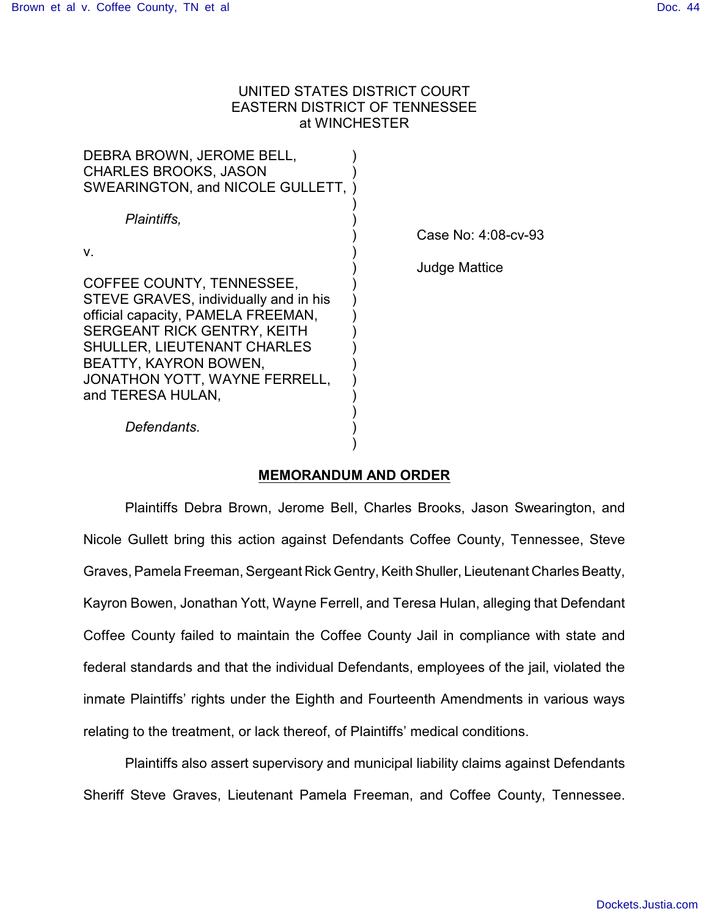UNITED STATES DISTRICT COURT
EASTERN DISTRICT OF TENNESSEE
at WINCHESTER

DEBRA BROWN, JEROME BELL, CHARLES BROOKS, JASON SWEARINGTON, and NICOLE GULLETT,

*Plaintiffs,*

v.

COFFEE COUNTY, TENNESSEE, STEVE GRAVES, individually and in his official capacity, PAMELA FREEMAN, SERGEANT RICK GENTRY, KEITH SHULLER, LIEUTENANT CHARLES BEATTY, KAYRON BOWEN, JONATHON YOTT, WAYNE FERRELL, and TERESA HULAN,

*Defendants.*

Case No: 4:08-cv-93

Judge Mattice

## MEMORANDUM AND ORDER

Plaintiffs Debra Brown, Jerome Bell, Charles Brooks, Jason Swearington, and Nicole Gullett bring this action against Defendants Coffee County, Tennessee, Steve Graves, Pamela Freeman, Sergeant Rick Gentry, Keith Shuller, Lieutenant Charles Beatty, Kayron Bowen, Jonathan Yott, Wayne Ferrell, and Teresa Hulan, alleging that Defendant Coffee County failed to maintain the Coffee County Jail in compliance with state and federal standards and that the individual Defendants, employees of the jail, violated the inmate Plaintiffs' rights under the Eighth and Fourteenth Amendments in various ways relating to the treatment, or lack thereof, of Plaintiffs' medical conditions.

Plaintiffs also assert supervisory and municipal liability claims against Defendants Sheriff Steve Graves, Lieutenant Pamela Freeman, and Coffee County, Tennessee.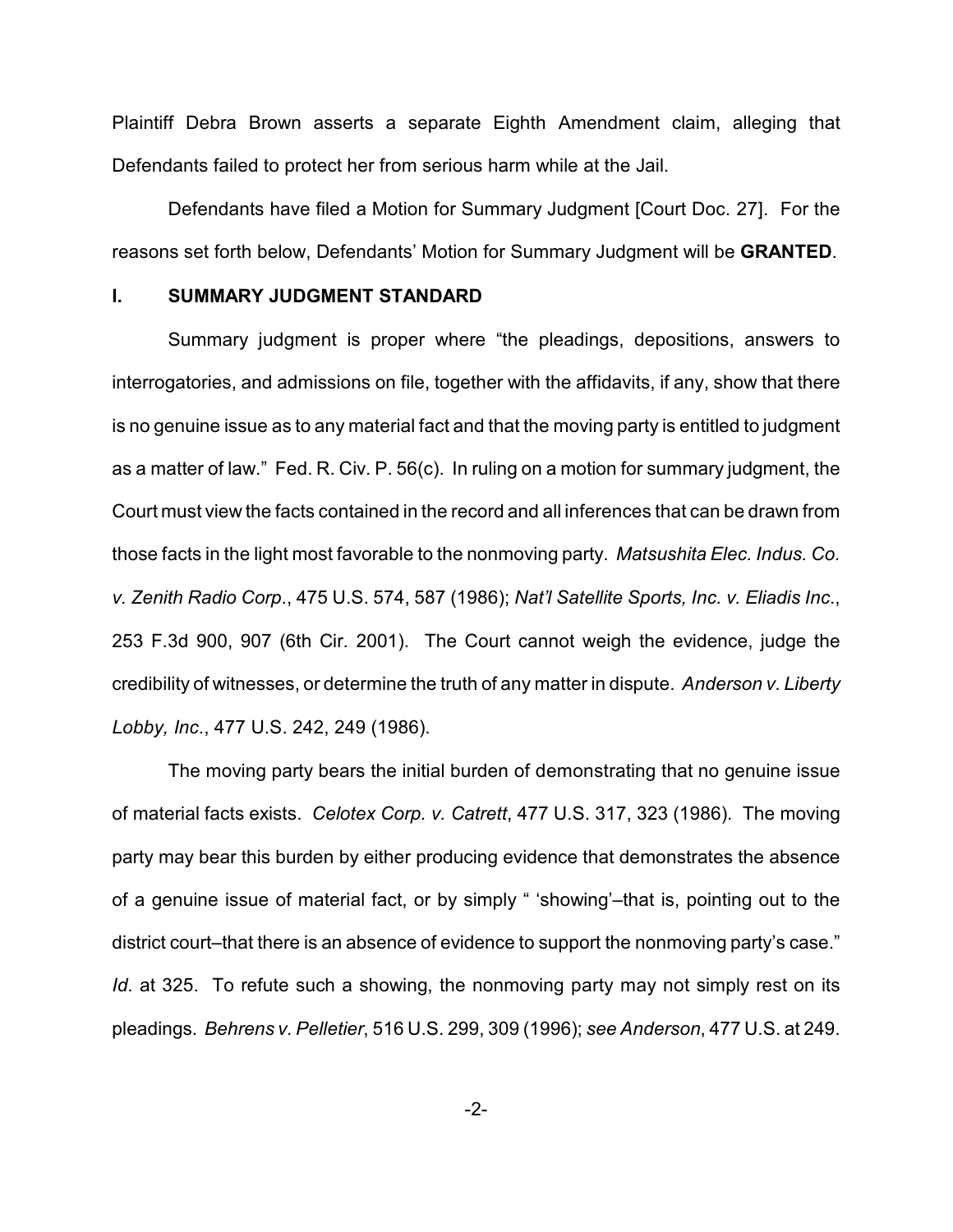Plaintiff Debra Brown asserts a separate Eighth Amendment claim, alleging that Defendants failed to protect her from serious harm while at the Jail.

Defendants have filed a Motion for Summary Judgment [Court Doc. 27]. For the reasons set forth below, Defendants' Motion for Summary Judgment will be **GRANTED**.

## I. SUMMARY JUDGMENT STANDARD

Summary judgment is proper where "the pleadings, depositions, answers to interrogatories, and admissions on file, together with the affidavits, if any, show that there is no genuine issue as to any material fact and that the moving party is entitled to judgment as a matter of law." Fed. R. Civ. P. 56(c). In ruling on a motion for summary judgment, the Court must view the facts contained in the record and all inferences that can be drawn from those facts in the light most favorable to the nonmoving party. *Matsushita Elec. Indus. Co. v. Zenith Radio Corp*., 475 U.S. 574, 587 (1986); *Nat'l Satellite Sports, Inc. v. Eliadis Inc*., 253 F.3d 900, 907 (6th Cir. 2001). The Court cannot weigh the evidence, judge the credibility of witnesses, or determine the truth of any matter in dispute. *Anderson v. Liberty Lobby, Inc*., 477 U.S. 242, 249 (1986).

The moving party bears the initial burden of demonstrating that no genuine issue of material facts exists. *Celotex Corp. v. Catrett*, 477 U.S. 317, 323 (1986). The moving party may bear this burden by either producing evidence that demonstrates the absence of a genuine issue of material fact, or by simply " 'showing'–that is, pointing out to the district court–that there is an absence of evidence to support the nonmoving party's case." *Id*. at 325. To refute such a showing, the nonmoving party may not simply rest on its pleadings. *Behrens v. Pelletier*, 516 U.S. 299, 309 (1996); *see Anderson*, 477 U.S. at 249.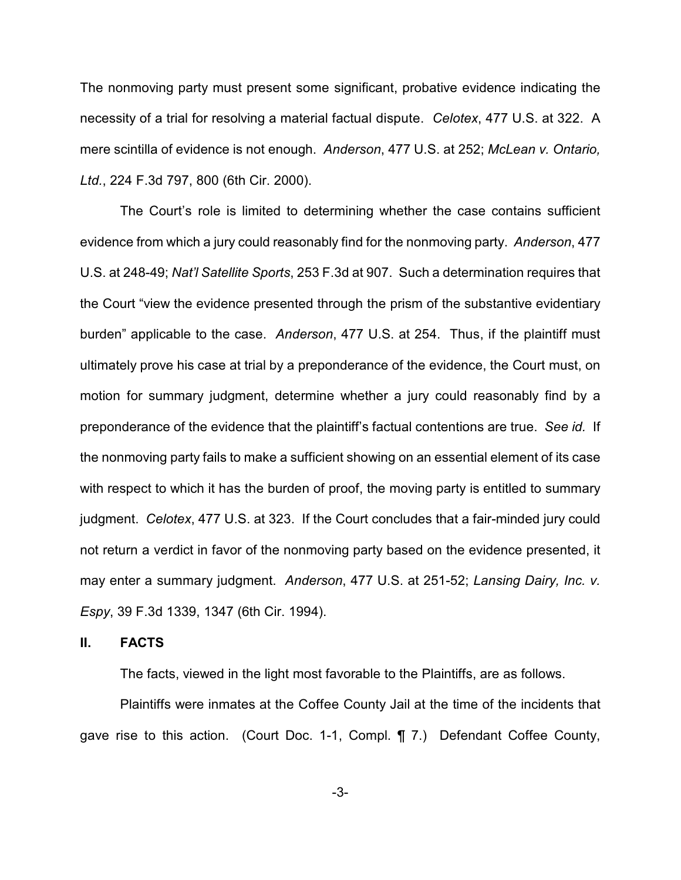The nonmoving party must present some significant, probative evidence indicating the necessity of a trial for resolving a material factual dispute. *Celotex*, 477 U.S. at 322. A mere scintilla of evidence is not enough. *Anderson*, 477 U.S. at 252; *McLean v. Ontario, Ltd.*, 224 F.3d 797, 800 (6th Cir. 2000).

The Court's role is limited to determining whether the case contains sufficient evidence from which a jury could reasonably find for the nonmoving party. *Anderson*, 477 U.S. at 248-49; *Nat'l Satellite Sports*, 253 F.3d at 907. Such a determination requires that the Court "view the evidence presented through the prism of the substantive evidentiary burden" applicable to the case. *Anderson*, 477 U.S. at 254. Thus, if the plaintiff must ultimately prove his case at trial by a preponderance of the evidence, the Court must, on motion for summary judgment, determine whether a jury could reasonably find by a preponderance of the evidence that the plaintiff's factual contentions are true. *See id.* If the nonmoving party fails to make a sufficient showing on an essential element of its case with respect to which it has the burden of proof, the moving party is entitled to summary judgment. *Celotex*, 477 U.S. at 323. If the Court concludes that a fair-minded jury could not return a verdict in favor of the nonmoving party based on the evidence presented, it may enter a summary judgment. *Anderson*, 477 U.S. at 251-52; *Lansing Dairy, Inc. v. Espy*, 39 F.3d 1339, 1347 (6th Cir. 1994).

## II. FACTS

The facts, viewed in the light most favorable to the Plaintiffs, are as follows.

Plaintiffs were inmates at the Coffee County Jail at the time of the incidents that gave rise to this action. (Court Doc. 1-1, Compl. ¶ 7.) Defendant Coffee County,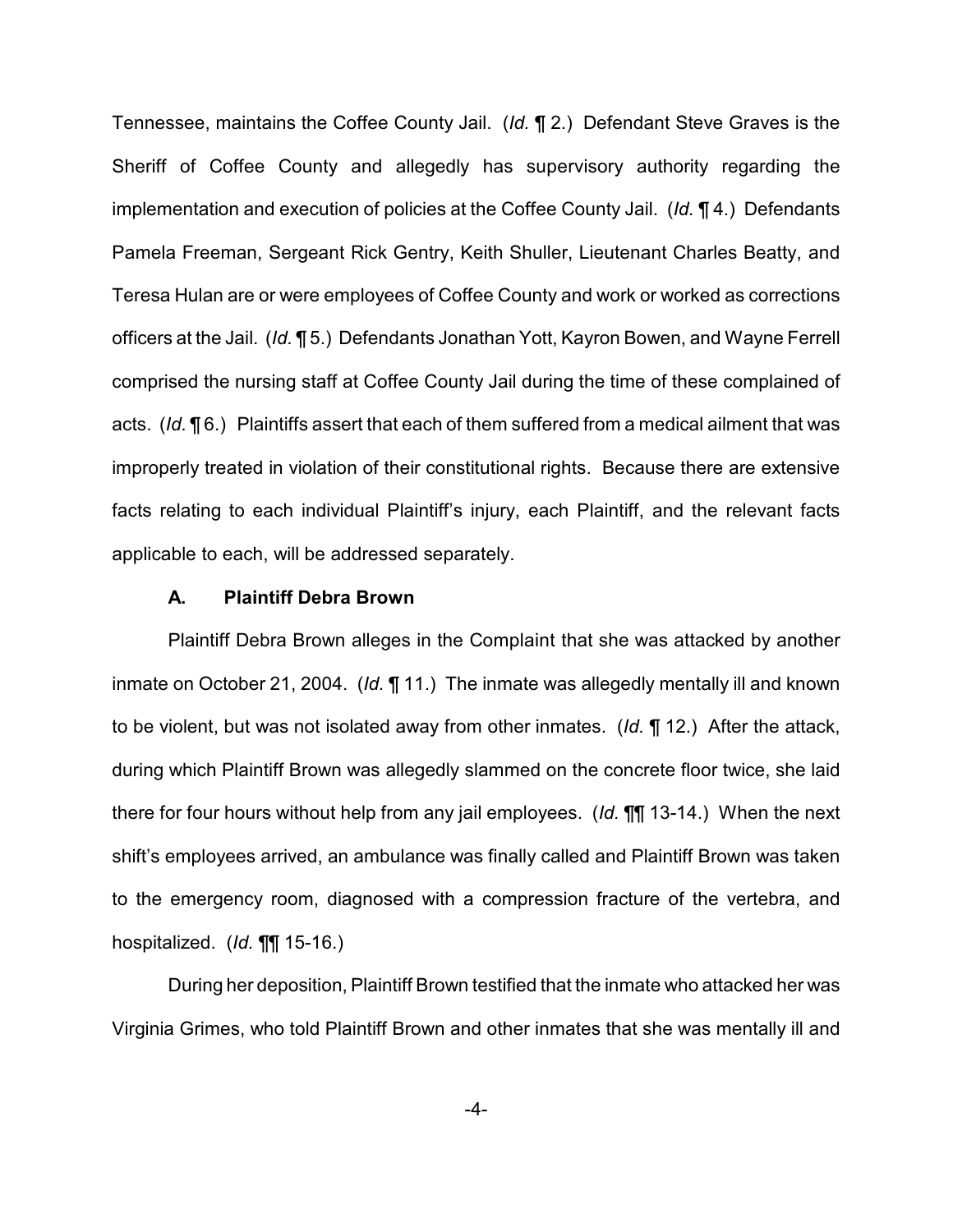Tennessee, maintains the Coffee County Jail. (*Id.* ¶ 2.) Defendant Steve Graves is the Sheriff of Coffee County and allegedly has supervisory authority regarding the implementation and execution of policies at the Coffee County Jail. (*Id.* ¶ 4.) Defendants Pamela Freeman, Sergeant Rick Gentry, Keith Shuller, Lieutenant Charles Beatty, and Teresa Hulan are or were employees of Coffee County and work or worked as corrections officers at the Jail. (*Id.* ¶ 5.) Defendants Jonathan Yott, Kayron Bowen, and Wayne Ferrell comprised the nursing staff at Coffee County Jail during the time of these complained of acts. (*Id.* ¶ 6.) Plaintiffs assert that each of them suffered from a medical ailment that was improperly treated in violation of their constitutional rights. Because there are extensive facts relating to each individual Plaintiff's injury, each Plaintiff, and the relevant facts applicable to each, will be addressed separately.

### A. Plaintiff Debra Brown

Plaintiff Debra Brown alleges in the Complaint that she was attacked by another inmate on October 21, 2004. (*Id.* ¶ 11.) The inmate was allegedly mentally ill and known to be violent, but was not isolated away from other inmates. (*Id.* ¶ 12.) After the attack, during which Plaintiff Brown was allegedly slammed on the concrete floor twice, she laid there for four hours without help from any jail employees. (*Id.* ¶¶ 13-14.) When the next shift's employees arrived, an ambulance was finally called and Plaintiff Brown was taken to the emergency room, diagnosed with a compression fracture of the vertebra, and hospitalized. (*Id.* ¶¶ 15-16.)

During her deposition, Plaintiff Brown testified that the inmate who attacked her was Virginia Grimes, who told Plaintiff Brown and other inmates that she was mentally ill and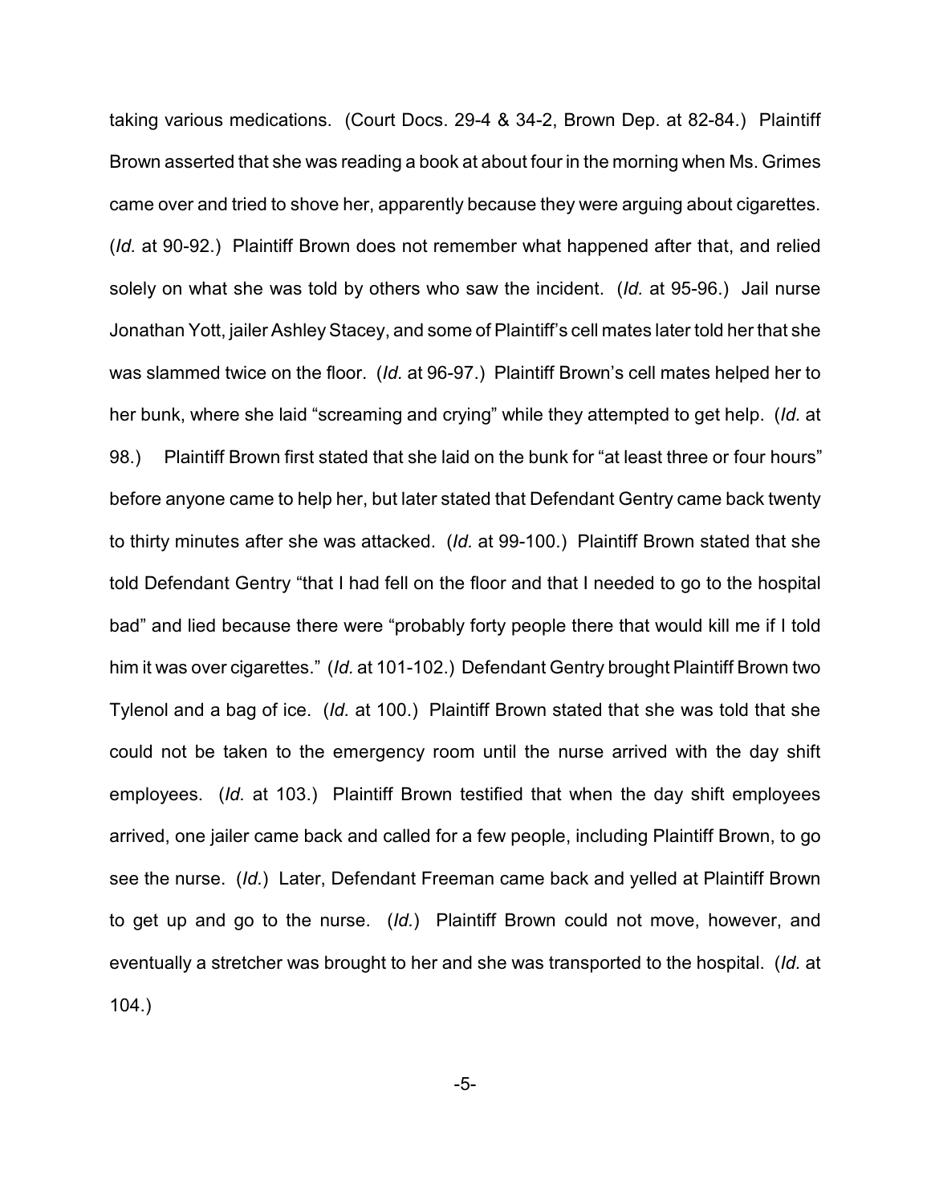taking various medications. (Court Docs. 29-4 & 34-2, Brown Dep. at 82-84.) Plaintiff Brown asserted that she was reading a book at about four in the morning when Ms. Grimes came over and tried to shove her, apparently because they were arguing about cigarettes. (*Id.* at 90-92.) Plaintiff Brown does not remember what happened after that, and relied solely on what she was told by others who saw the incident. (*Id.* at 95-96.) Jail nurse Jonathan Yott, jailer Ashley Stacey, and some of Plaintiff's cell mates later told her that she was slammed twice on the floor. (*Id.* at 96-97.) Plaintiff Brown's cell mates helped her to her bunk, where she laid "screaming and crying" while they attempted to get help. (*Id.* at 98.) Plaintiff Brown first stated that she laid on the bunk for "at least three or four hours" before anyone came to help her, but later stated that Defendant Gentry came back twenty to thirty minutes after she was attacked. (*Id.* at 99-100.) Plaintiff Brown stated that she told Defendant Gentry "that I had fell on the floor and that I needed to go to the hospital bad" and lied because there were "probably forty people there that would kill me if I told him it was over cigarettes." (*Id.* at 101-102.) Defendant Gentry brought Plaintiff Brown two Tylenol and a bag of ice. (*Id.* at 100.) Plaintiff Brown stated that she was told that she could not be taken to the emergency room until the nurse arrived with the day shift employees. (*Id.* at 103.) Plaintiff Brown testified that when the day shift employees arrived, one jailer came back and called for a few people, including Plaintiff Brown, to go see the nurse. (*Id.*) Later, Defendant Freeman came back and yelled at Plaintiff Brown to get up and go to the nurse. (*Id.*) Plaintiff Brown could not move, however, and eventually a stretcher was brought to her and she was transported to the hospital. (*Id.* at 104.)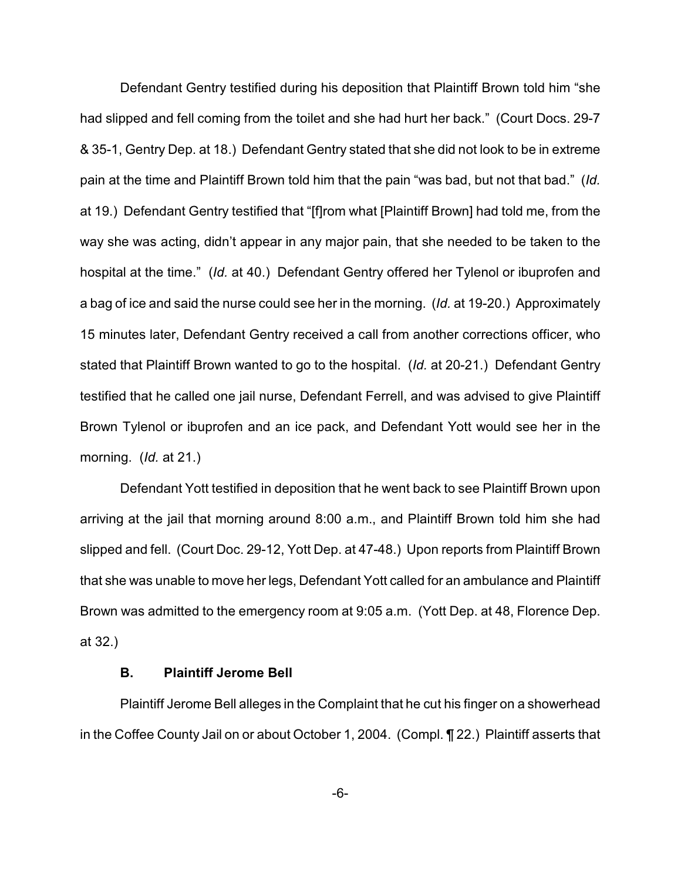Defendant Gentry testified during his deposition that Plaintiff Brown told him "she had slipped and fell coming from the toilet and she had hurt her back." (Court Docs. 29-7 & 35-1, Gentry Dep. at 18.) Defendant Gentry stated that she did not look to be in extreme pain at the time and Plaintiff Brown told him that the pain "was bad, but not that bad." (*Id.* at 19.) Defendant Gentry testified that "[f]rom what [Plaintiff Brown] had told me, from the way she was acting, didn't appear in any major pain, that she needed to be taken to the hospital at the time." (*Id.* at 40.) Defendant Gentry offered her Tylenol or ibuprofen and a bag of ice and said the nurse could see her in the morning. (*Id.* at 19-20.) Approximately 15 minutes later, Defendant Gentry received a call from another corrections officer, who stated that Plaintiff Brown wanted to go to the hospital. (*Id.* at 20-21.) Defendant Gentry testified that he called one jail nurse, Defendant Ferrell, and was advised to give Plaintiff Brown Tylenol or ibuprofen and an ice pack, and Defendant Yott would see her in the morning. (*Id.* at 21.)

Defendant Yott testified in deposition that he went back to see Plaintiff Brown upon arriving at the jail that morning around 8:00 a.m., and Plaintiff Brown told him she had slipped and fell. (Court Doc. 29-12, Yott Dep. at 47-48.) Upon reports from Plaintiff Brown that she was unable to move her legs, Defendant Yott called for an ambulance and Plaintiff Brown was admitted to the emergency room at 9:05 a.m. (Yott Dep. at 48, Florence Dep. at 32.)

### B. Plaintiff Jerome Bell

Plaintiff Jerome Bell alleges in the Complaint that he cut his finger on a showerhead in the Coffee County Jail on or about October 1, 2004. (Compl. ¶ 22.) Plaintiff asserts that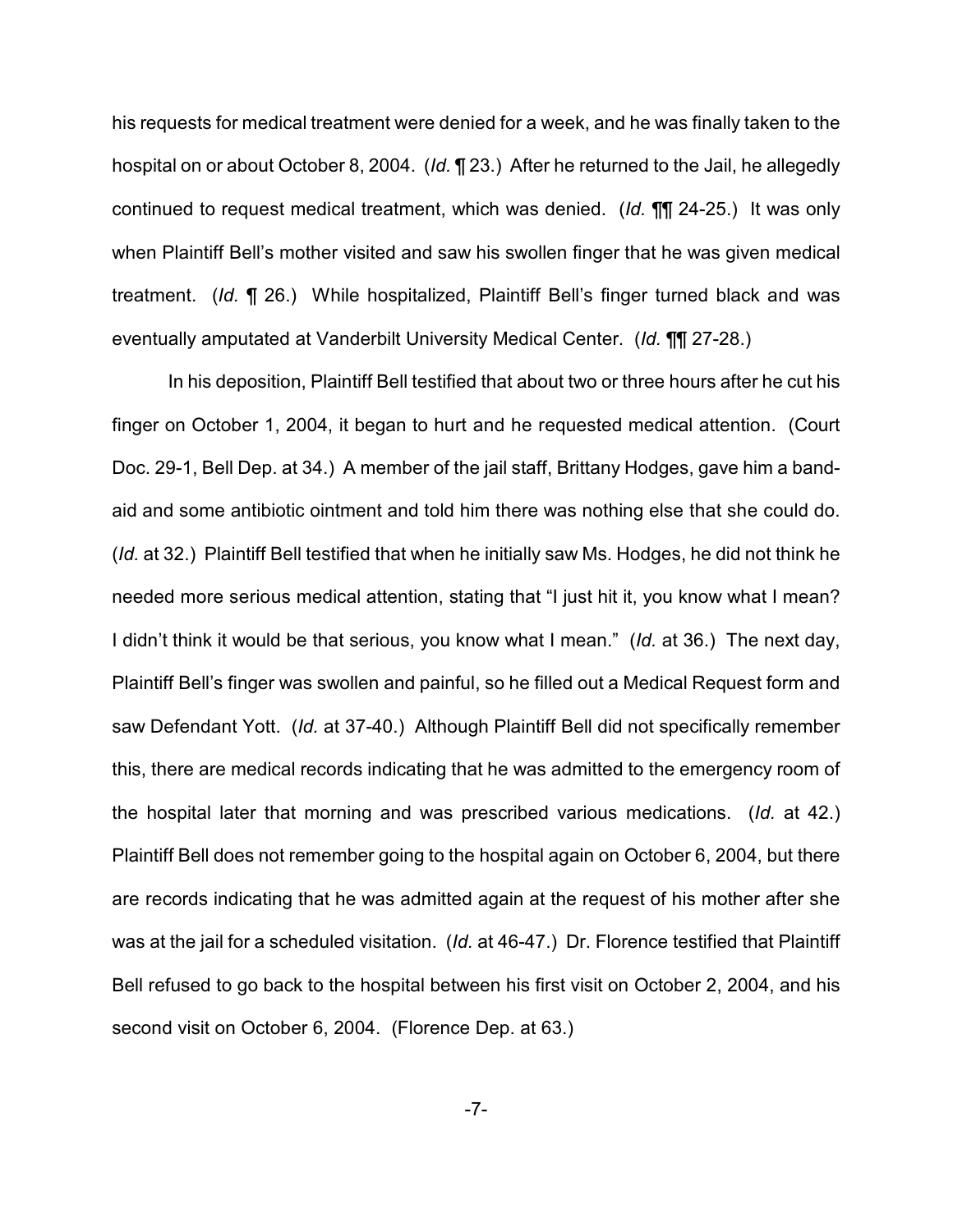his requests for medical treatment were denied for a week, and he was finally taken to the hospital on or about October 8, 2004. (*Id.* ¶ 23.) After he returned to the Jail, he allegedly continued to request medical treatment, which was denied. (*Id.* ¶¶ 24-25.) It was only when Plaintiff Bell's mother visited and saw his swollen finger that he was given medical treatment. (*Id.* ¶ 26.) While hospitalized, Plaintiff Bell's finger turned black and was eventually amputated at Vanderbilt University Medical Center. (*Id.* ¶¶ 27-28.)

In his deposition, Plaintiff Bell testified that about two or three hours after he cut his finger on October 1, 2004, it began to hurt and he requested medical attention. (Court Doc. 29-1, Bell Dep. at 34.) A member of the jail staff, Brittany Hodges, gave him a band-aid and some antibiotic ointment and told him there was nothing else that she could do. (*Id.* at 32.) Plaintiff Bell testified that when he initially saw Ms. Hodges, he did not think he needed more serious medical attention, stating that "I just hit it, you know what I mean? I didn't think it would be that serious, you know what I mean." (*Id.* at 36.) The next day, Plaintiff Bell's finger was swollen and painful, so he filled out a Medical Request form and saw Defendant Yott. (*Id.* at 37-40.) Although Plaintiff Bell did not specifically remember this, there are medical records indicating that he was admitted to the emergency room of the hospital later that morning and was prescribed various medications. (*Id.* at 42.) Plaintiff Bell does not remember going to the hospital again on October 6, 2004, but there are records indicating that he was admitted again at the request of his mother after she was at the jail for a scheduled visitation. (*Id.* at 46-47.) Dr. Florence testified that Plaintiff Bell refused to go back to the hospital between his first visit on October 2, 2004, and his second visit on October 6, 2004. (Florence Dep. at 63.)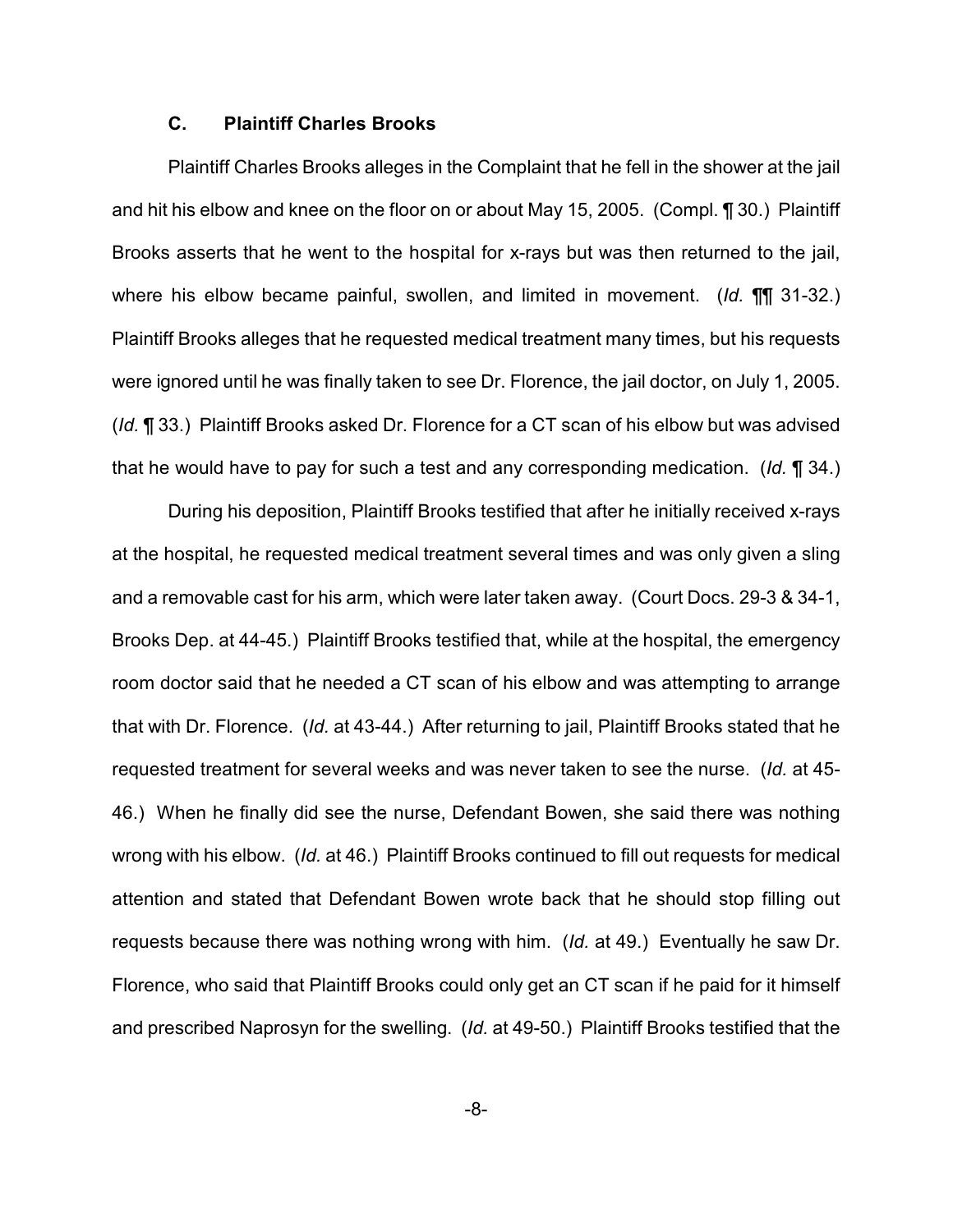### C. Plaintiff Charles Brooks

Plaintiff Charles Brooks alleges in the Complaint that he fell in the shower at the jail and hit his elbow and knee on the floor on or about May 15, 2005. (Compl. ¶ 30.) Plaintiff Brooks asserts that he went to the hospital for x-rays but was then returned to the jail, where his elbow became painful, swollen, and limited in movement. (*Id.* ¶¶ 31-32.) Plaintiff Brooks alleges that he requested medical treatment many times, but his requests were ignored until he was finally taken to see Dr. Florence, the jail doctor, on July 1, 2005. (*Id.* ¶ 33.) Plaintiff Brooks asked Dr. Florence for a CT scan of his elbow but was advised that he would have to pay for such a test and any corresponding medication. (*Id.* ¶ 34.)

During his deposition, Plaintiff Brooks testified that after he initially received x-rays at the hospital, he requested medical treatment several times and was only given a sling and a removable cast for his arm, which were later taken away. (Court Docs. 29-3 & 34-1, Brooks Dep. at 44-45.) Plaintiff Brooks testified that, while at the hospital, the emergency room doctor said that he needed a CT scan of his elbow and was attempting to arrange that with Dr. Florence. (*Id.* at 43-44.) After returning to jail, Plaintiff Brooks stated that he requested treatment for several weeks and was never taken to see the nurse. (*Id.* at 45-46.) When he finally did see the nurse, Defendant Bowen, she said there was nothing wrong with his elbow. (*Id.* at 46.) Plaintiff Brooks continued to fill out requests for medical attention and stated that Defendant Bowen wrote back that he should stop filling out requests because there was nothing wrong with him. (*Id.* at 49.) Eventually he saw Dr. Florence, who said that Plaintiff Brooks could only get an CT scan if he paid for it himself and prescribed Naprosyn for the swelling. (*Id.* at 49-50.) Plaintiff Brooks testified that the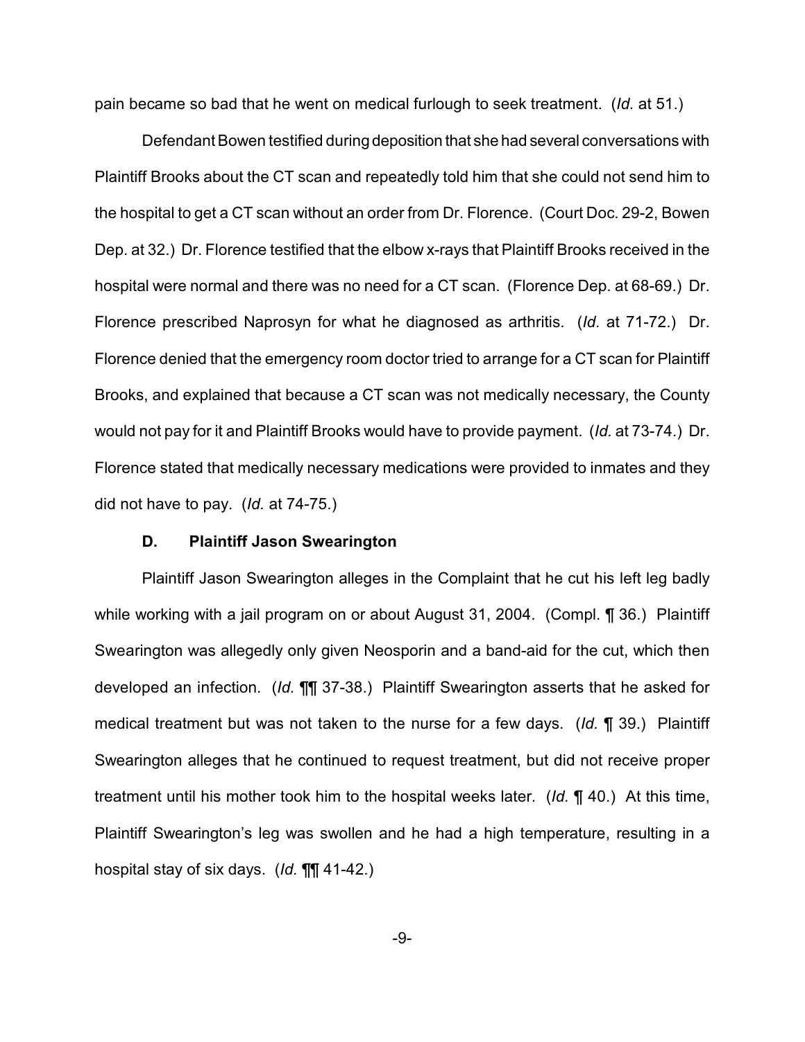pain became so bad that he went on medical furlough to seek treatment. (*Id.* at 51.)

Defendant Bowen testified during deposition that she had several conversations with Plaintiff Brooks about the CT scan and repeatedly told him that she could not send him to the hospital to get a CT scan without an order from Dr. Florence. (Court Doc. 29-2, Bowen Dep. at 32.) Dr. Florence testified that the elbow x-rays that Plaintiff Brooks received in the hospital were normal and there was no need for a CT scan. (Florence Dep. at 68-69.) Dr. Florence prescribed Naprosyn for what he diagnosed as arthritis. (*Id.* at 71-72.) Dr. Florence denied that the emergency room doctor tried to arrange for a CT scan for Plaintiff Brooks, and explained that because a CT scan was not medically necessary, the County would not pay for it and Plaintiff Brooks would have to provide payment. (*Id.* at 73-74.) Dr. Florence stated that medically necessary medications were provided to inmates and they did not have to pay. (*Id.* at 74-75.)

### D. Plaintiff Jason Swearington

Plaintiff Jason Swearington alleges in the Complaint that he cut his left leg badly while working with a jail program on or about August 31, 2004. (Compl. ¶ 36.) Plaintiff Swearington was allegedly only given Neosporin and a band-aid for the cut, which then developed an infection. (*Id.* ¶¶ 37-38.) Plaintiff Swearington asserts that he asked for medical treatment but was not taken to the nurse for a few days. (*Id.* ¶ 39.) Plaintiff Swearington alleges that he continued to request treatment, but did not receive proper treatment until his mother took him to the hospital weeks later. (*Id.* ¶ 40.) At this time, Plaintiff Swearington's leg was swollen and he had a high temperature, resulting in a hospital stay of six days. (*Id.* ¶¶ 41-42.)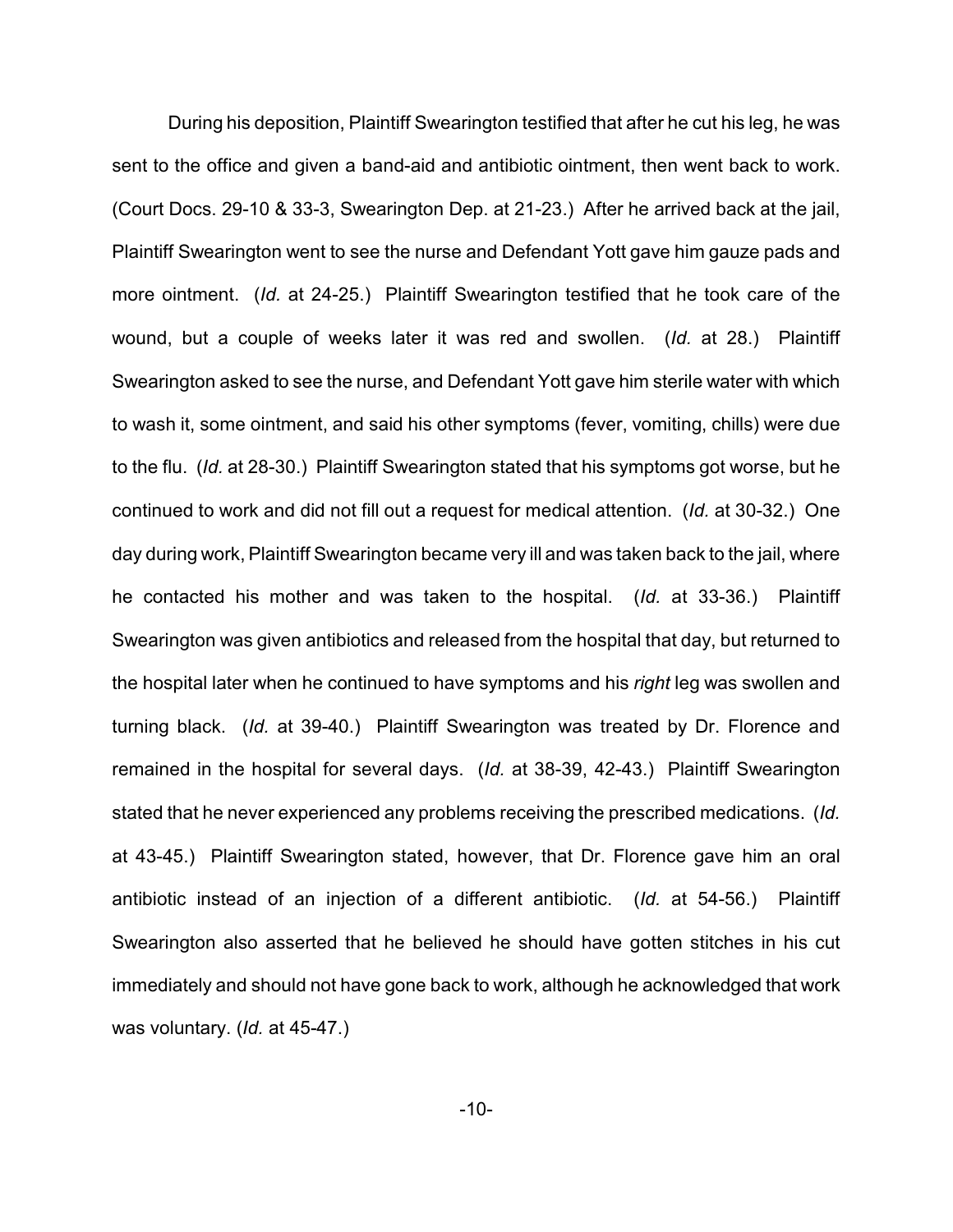During his deposition, Plaintiff Swearington testified that after he cut his leg, he was sent to the office and given a band-aid and antibiotic ointment, then went back to work. (Court Docs. 29-10 & 33-3, Swearington Dep. at 21-23.) After he arrived back at the jail, Plaintiff Swearington went to see the nurse and Defendant Yott gave him gauze pads and more ointment. (*Id.* at 24-25.) Plaintiff Swearington testified that he took care of the wound, but a couple of weeks later it was red and swollen. (*Id.* at 28.) Plaintiff Swearington asked to see the nurse, and Defendant Yott gave him sterile water with which to wash it, some ointment, and said his other symptoms (fever, vomiting, chills) were due to the flu. (*Id.* at 28-30.) Plaintiff Swearington stated that his symptoms got worse, but he continued to work and did not fill out a request for medical attention. (*Id.* at 30-32.) One day during work, Plaintiff Swearington became very ill and was taken back to the jail, where he contacted his mother and was taken to the hospital. (*Id.* at 33-36.) Plaintiff Swearington was given antibiotics and released from the hospital that day, but returned to the hospital later when he continued to have symptoms and his *right* leg was swollen and turning black. (*Id.* at 39-40.) Plaintiff Swearington was treated by Dr. Florence and remained in the hospital for several days. (*Id.* at 38-39, 42-43.) Plaintiff Swearington stated that he never experienced any problems receiving the prescribed medications. (*Id.* at 43-45.) Plaintiff Swearington stated, however, that Dr. Florence gave him an oral antibiotic instead of an injection of a different antibiotic. (*Id.* at 54-56.) Plaintiff Swearington also asserted that he believed he should have gotten stitches in his cut immediately and should not have gone back to work, although he acknowledged that work was voluntary. (*Id.* at 45-47.)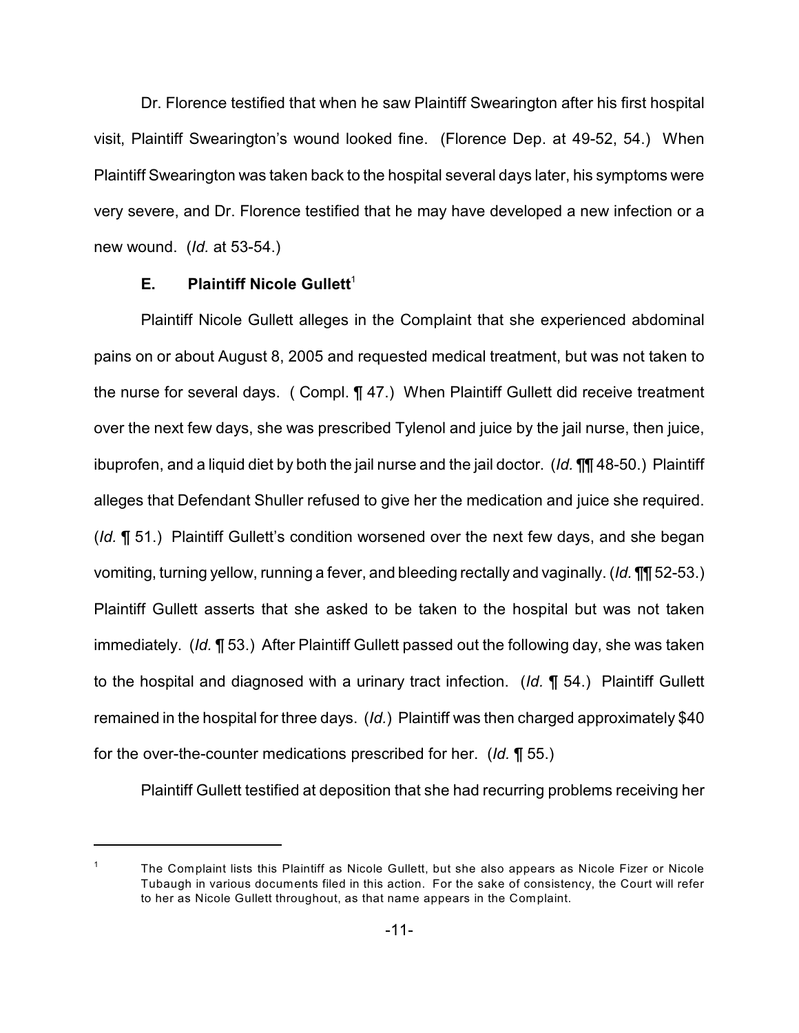Dr. Florence testified that when he saw Plaintiff Swearington after his first hospital visit, Plaintiff Swearington's wound looked fine. (Florence Dep. at 49-52, 54.) When Plaintiff Swearington was taken back to the hospital several days later, his symptoms were very severe, and Dr. Florence testified that he may have developed a new infection or a new wound. (*Id.* at 53-54.)

### E. Plaintiff Nicole Gullett[1]

Plaintiff Nicole Gullett alleges in the Complaint that she experienced abdominal pains on or about August 8, 2005 and requested medical treatment, but was not taken to the nurse for several days. ( Compl. ¶ 47.) When Plaintiff Gullett did receive treatment over the next few days, she was prescribed Tylenol and juice by the jail nurse, then juice, ibuprofen, and a liquid diet by both the jail nurse and the jail doctor. (*Id.* ¶¶ 48-50.) Plaintiff alleges that Defendant Shuller refused to give her the medication and juice she required. (*Id.* ¶ 51.) Plaintiff Gullett's condition worsened over the next few days, and she began vomiting, turning yellow, running a fever, and bleeding rectally and vaginally. (*Id.* ¶¶ 52-53.) Plaintiff Gullett asserts that she asked to be taken to the hospital but was not taken immediately. (*Id.* ¶ 53.) After Plaintiff Gullett passed out the following day, she was taken to the hospital and diagnosed with a urinary tract infection. (*Id.* ¶ 54.) Plaintiff Gullett remained in the hospital for three days. (*Id.*) Plaintiff was then charged approximately $40 for the over-the-counter medications prescribed for her. (*Id.* ¶ 55.)

Plaintiff Gullett testified at deposition that she had recurring problems receiving her

---

[1] The Complaint lists this Plaintiff as Nicole Gullett, but she also appears as Nicole Fizer or Nicole Tubaugh in various documents filed in this action. For the sake of consistency, the Court will refer to her as Nicole Gullett throughout, as that name appears in the Complaint.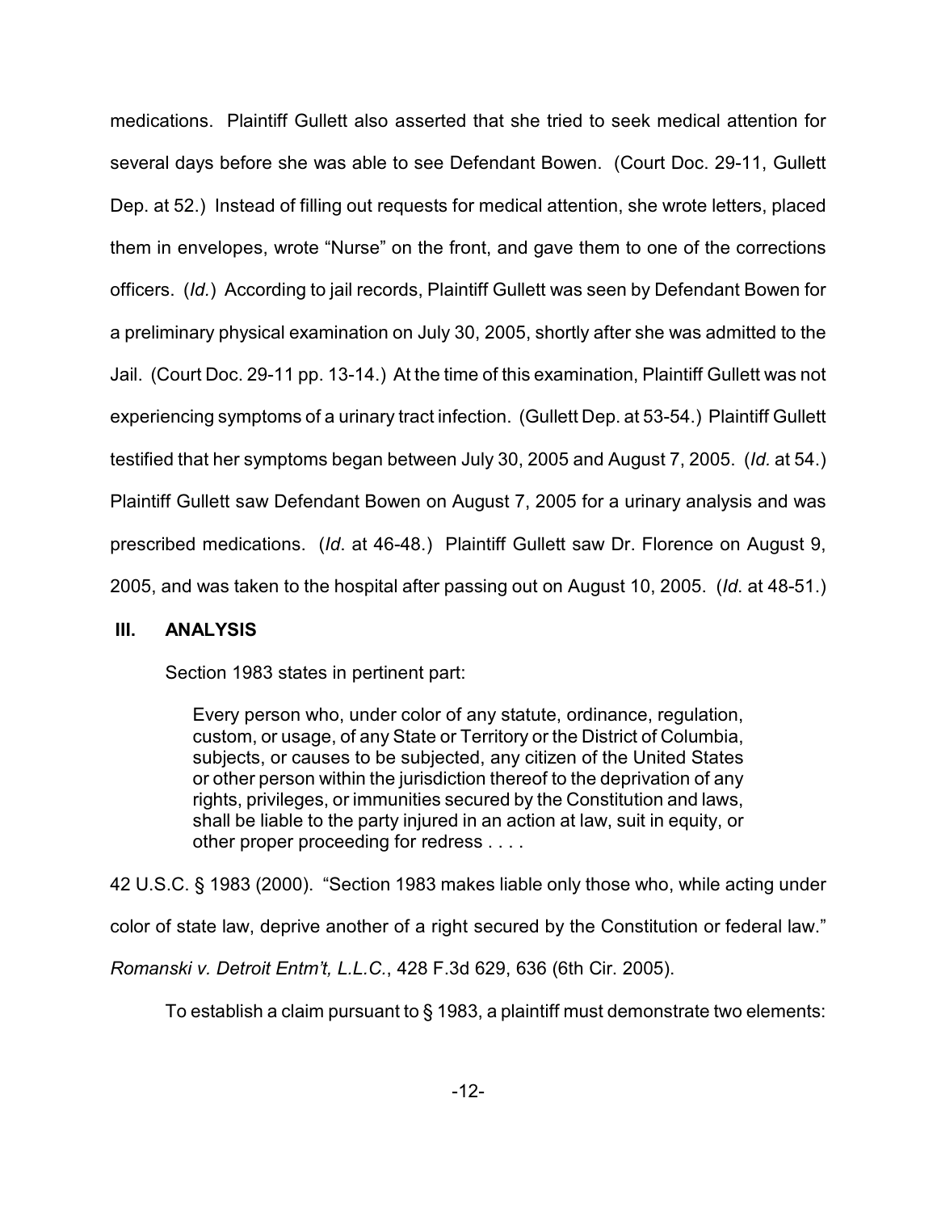medications. Plaintiff Gullett also asserted that she tried to seek medical attention for several days before she was able to see Defendant Bowen. (Court Doc. 29-11, Gullett Dep. at 52.) Instead of filling out requests for medical attention, she wrote letters, placed them in envelopes, wrote "Nurse" on the front, and gave them to one of the corrections officers. (*Id.*) According to jail records, Plaintiff Gullett was seen by Defendant Bowen for a preliminary physical examination on July 30, 2005, shortly after she was admitted to the Jail. (Court Doc. 29-11 pp. 13-14.) At the time of this examination, Plaintiff Gullett was not experiencing symptoms of a urinary tract infection. (Gullett Dep. at 53-54.) Plaintiff Gullett testified that her symptoms began between July 30, 2005 and August 7, 2005. (*Id.* at 54.) Plaintiff Gullett saw Defendant Bowen on August 7, 2005 for a urinary analysis and was prescribed medications. (*Id*. at 46-48.) Plaintiff Gullett saw Dr. Florence on August 9, 2005, and was taken to the hospital after passing out on August 10, 2005. (*Id*. at 48-51.)

## III. ANALYSIS

Section 1983 states in pertinent part:

> Every person who, under color of any statute, ordinance, regulation, custom, or usage, of any State or Territory or the District of Columbia, subjects, or causes to be subjected, any citizen of the United States or other person within the jurisdiction thereof to the deprivation of any rights, privileges, or immunities secured by the Constitution and laws, shall be liable to the party injured in an action at law, suit in equity, or other proper proceeding for redress . . . .

42 U.S.C. § 1983 (2000). "Section 1983 makes liable only those who, while acting under color of state law, deprive another of a right secured by the Constitution or federal law." *Romanski v. Detroit Entm't, L.L.C.*, 428 F.3d 629, 636 (6th Cir. 2005).

To establish a claim pursuant to § 1983, a plaintiff must demonstrate two elements: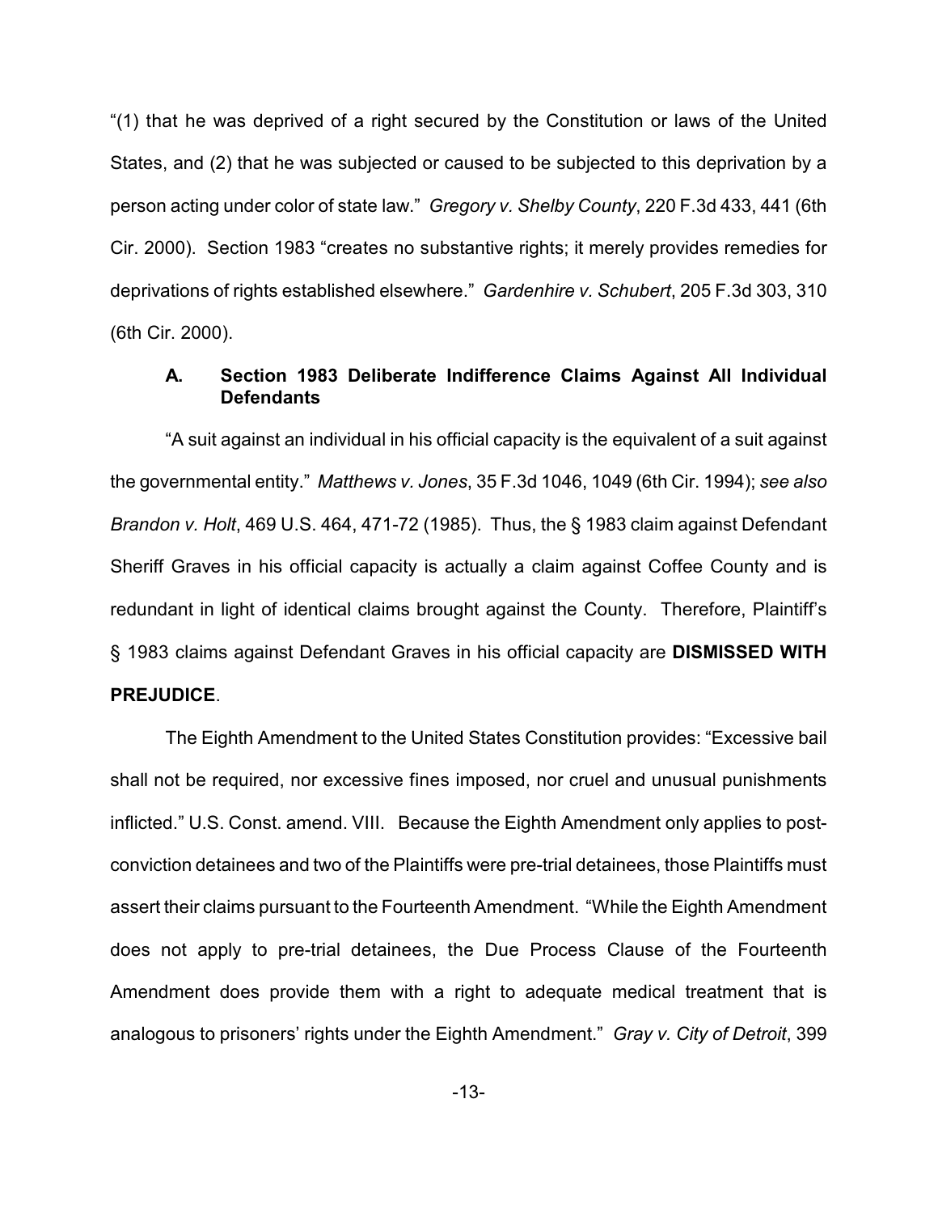"(1) that he was deprived of a right secured by the Constitution or laws of the United States, and (2) that he was subjected or caused to be subjected to this deprivation by a person acting under color of state law." *Gregory v. Shelby County*, 220 F.3d 433, 441 (6th Cir. 2000). Section 1983 "creates no substantive rights; it merely provides remedies for deprivations of rights established elsewhere." *Gardenhire v. Schubert*, 205 F.3d 303, 310 (6th Cir. 2000).

### A. Section 1983 Deliberate Indifference Claims Against All Individual Defendants

"A suit against an individual in his official capacity is the equivalent of a suit against the governmental entity." *Matthews v. Jones*, 35 F.3d 1046, 1049 (6th Cir. 1994); *see also Brandon v. Holt*, 469 U.S. 464, 471-72 (1985). Thus, the § 1983 claim against Defendant Sheriff Graves in his official capacity is actually a claim against Coffee County and is redundant in light of identical claims brought against the County. Therefore, Plaintiff's § 1983 claims against Defendant Graves in his official capacity are **DISMISSED WITH PREJUDICE**.

The Eighth Amendment to the United States Constitution provides: "Excessive bail shall not be required, nor excessive fines imposed, nor cruel and unusual punishments inflicted." U.S. Const. amend. VIII. Because the Eighth Amendment only applies to post-conviction detainees and two of the Plaintiffs were pre-trial detainees, those Plaintiffs must assert their claims pursuant to the Fourteenth Amendment. "While the Eighth Amendment does not apply to pre-trial detainees, the Due Process Clause of the Fourteenth Amendment does provide them with a right to adequate medical treatment that is analogous to prisoners' rights under the Eighth Amendment." *Gray v. City of Detroit*, 399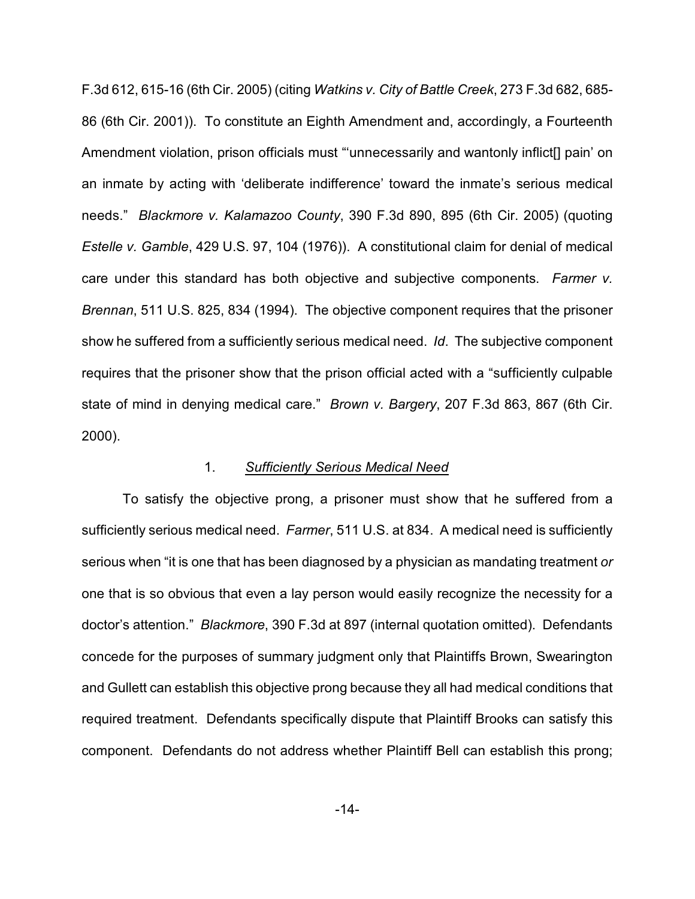F.3d 612, 615-16 (6th Cir. 2005) (citing *Watkins v. City of Battle Creek*, 273 F.3d 682, 685-86 (6th Cir. 2001)). To constitute an Eighth Amendment and, accordingly, a Fourteenth Amendment violation, prison officials must "'unnecessarily and wantonly inflict[] pain' on an inmate by acting with 'deliberate indifference' toward the inmate's serious medical needs." *Blackmore v. Kalamazoo County*, 390 F.3d 890, 895 (6th Cir. 2005) (quoting *Estelle v. Gamble*, 429 U.S. 97, 104 (1976)). A constitutional claim for denial of medical care under this standard has both objective and subjective components. *Farmer v. Brennan*, 511 U.S. 825, 834 (1994). The objective component requires that the prisoner show he suffered from a sufficiently serious medical need. *Id*. The subjective component requires that the prisoner show that the prison official acted with a "sufficiently culpable state of mind in denying medical care." *Brown v. Bargery*, 207 F.3d 863, 867 (6th Cir. 2000).

1. *Sufficiently Serious Medical Need*

To satisfy the objective prong, a prisoner must show that he suffered from a sufficiently serious medical need. *Farmer*, 511 U.S. at 834. A medical need is sufficiently serious when "it is one that has been diagnosed by a physician as mandating treatment *or* one that is so obvious that even a lay person would easily recognize the necessity for a doctor's attention." *Blackmore*, 390 F.3d at 897 (internal quotation omitted). Defendants concede for the purposes of summary judgment only that Plaintiffs Brown, Swearington and Gullett can establish this objective prong because they all had medical conditions that required treatment. Defendants specifically dispute that Plaintiff Brooks can satisfy this component. Defendants do not address whether Plaintiff Bell can establish this prong;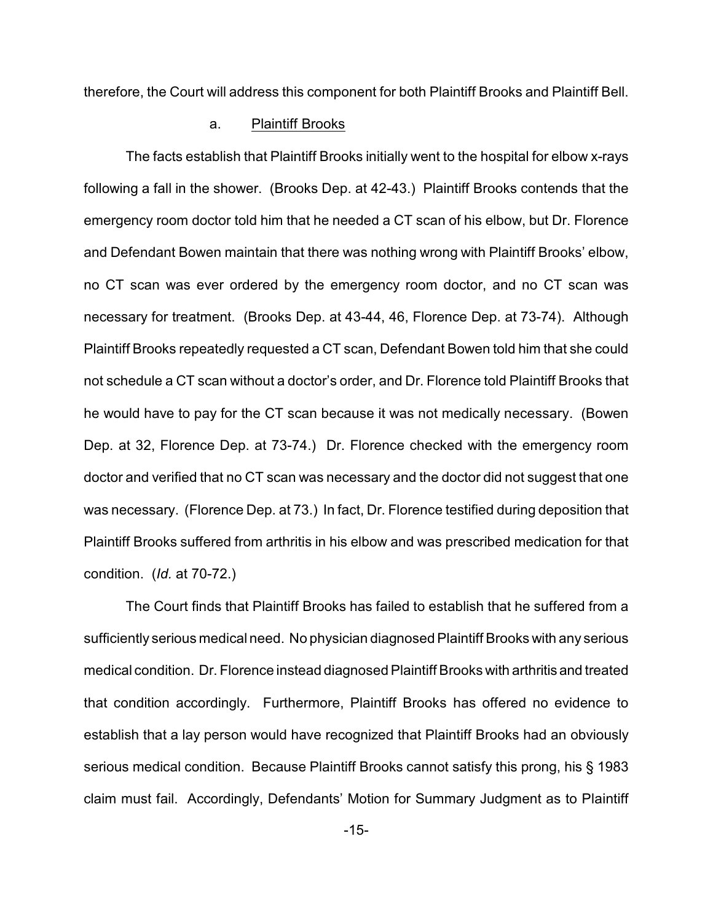therefore, the Court will address this component for both Plaintiff Brooks and Plaintiff Bell.

a. Plaintiff Brooks

The facts establish that Plaintiff Brooks initially went to the hospital for elbow x-rays following a fall in the shower. (Brooks Dep. at 42-43.) Plaintiff Brooks contends that the emergency room doctor told him that he needed a CT scan of his elbow, but Dr. Florence and Defendant Bowen maintain that there was nothing wrong with Plaintiff Brooks' elbow, no CT scan was ever ordered by the emergency room doctor, and no CT scan was necessary for treatment. (Brooks Dep. at 43-44, 46, Florence Dep. at 73-74). Although Plaintiff Brooks repeatedly requested a CT scan, Defendant Bowen told him that she could not schedule a CT scan without a doctor's order, and Dr. Florence told Plaintiff Brooks that he would have to pay for the CT scan because it was not medically necessary. (Bowen Dep. at 32, Florence Dep. at 73-74.) Dr. Florence checked with the emergency room doctor and verified that no CT scan was necessary and the doctor did not suggest that one was necessary. (Florence Dep. at 73.) In fact, Dr. Florence testified during deposition that Plaintiff Brooks suffered from arthritis in his elbow and was prescribed medication for that condition. (*Id.* at 70-72.)

The Court finds that Plaintiff Brooks has failed to establish that he suffered from a sufficiently serious medical need. No physician diagnosed Plaintiff Brooks with any serious medical condition. Dr. Florence instead diagnosed Plaintiff Brooks with arthritis and treated that condition accordingly. Furthermore, Plaintiff Brooks has offered no evidence to establish that a lay person would have recognized that Plaintiff Brooks had an obviously serious medical condition. Because Plaintiff Brooks cannot satisfy this prong, his § 1983 claim must fail. Accordingly, Defendants' Motion for Summary Judgment as to Plaintiff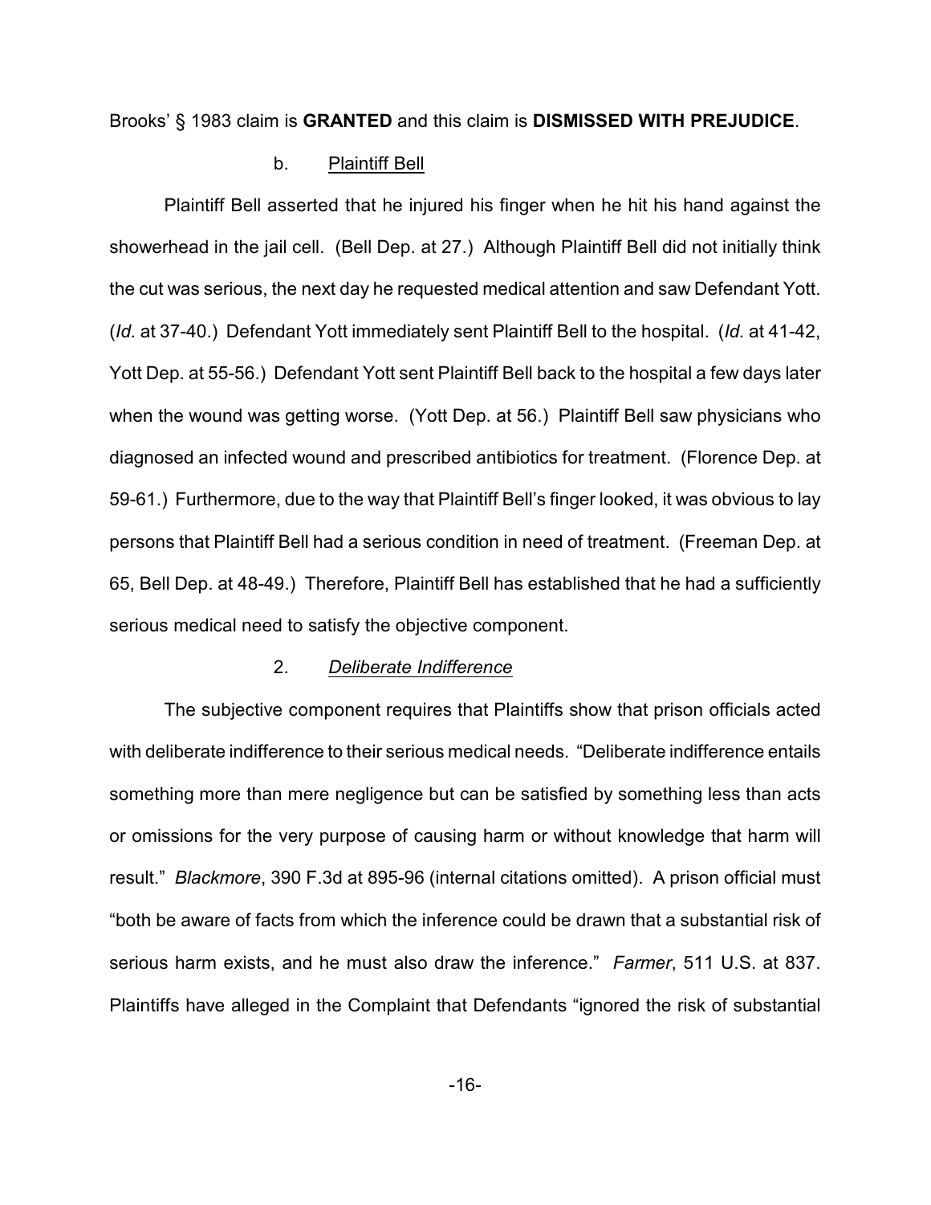Brooks' § 1983 claim is **GRANTED** and this claim is **DISMISSED WITH PREJUDICE**.

b. Plaintiff Bell

Plaintiff Bell asserted that he injured his finger when he hit his hand against the showerhead in the jail cell. (Bell Dep. at 27.) Although Plaintiff Bell did not initially think the cut was serious, the next day he requested medical attention and saw Defendant Yott. (*Id.* at 37-40.) Defendant Yott immediately sent Plaintiff Bell to the hospital. (*Id.* at 41-42, Yott Dep. at 55-56.) Defendant Yott sent Plaintiff Bell back to the hospital a few days later when the wound was getting worse. (Yott Dep. at 56.) Plaintiff Bell saw physicians who diagnosed an infected wound and prescribed antibiotics for treatment. (Florence Dep. at 59-61.) Furthermore, due to the way that Plaintiff Bell's finger looked, it was obvious to lay persons that Plaintiff Bell had a serious condition in need of treatment. (Freeman Dep. at 65, Bell Dep. at 48-49.) Therefore, Plaintiff Bell has established that he had a sufficiently serious medical need to satisfy the objective component.

2. *Deliberate Indifference*

The subjective component requires that Plaintiffs show that prison officials acted with deliberate indifference to their serious medical needs. "Deliberate indifference entails something more than mere negligence but can be satisfied by something less than acts or omissions for the very purpose of causing harm or without knowledge that harm will result." *Blackmore*, 390 F.3d at 895-96 (internal citations omitted). A prison official must "both be aware of facts from which the inference could be drawn that a substantial risk of serious harm exists, and he must also draw the inference." *Farmer*, 511 U.S. at 837. Plaintiffs have alleged in the Complaint that Defendants "ignored the risk of substantial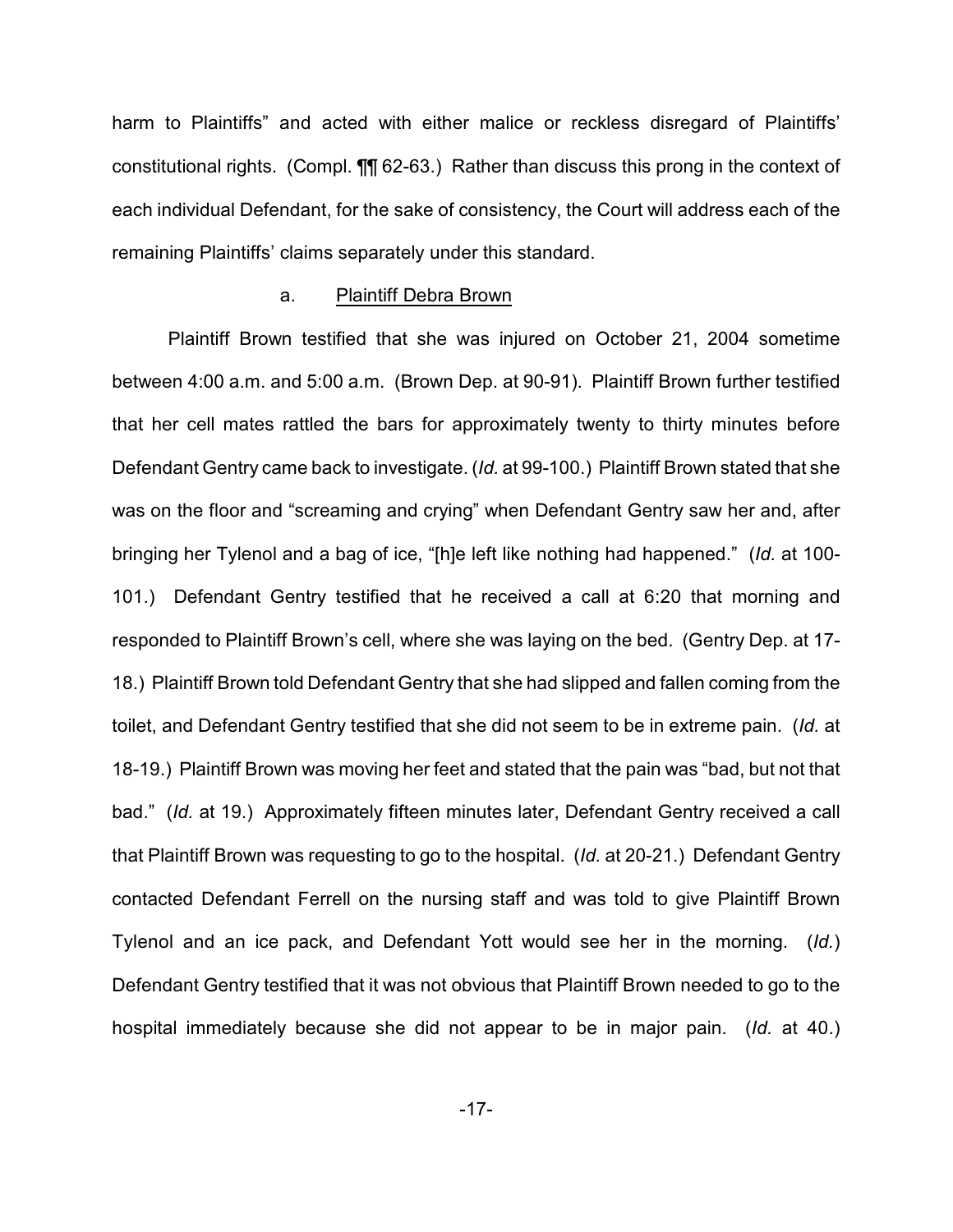harm to Plaintiffs" and acted with either malice or reckless disregard of Plaintiffs' constitutional rights. (Compl. ¶¶ 62-63.) Rather than discuss this prong in the context of each individual Defendant, for the sake of consistency, the Court will address each of the remaining Plaintiffs' claims separately under this standard.

a. <u>Plaintiff Debra Brown</u>

Plaintiff Brown testified that she was injured on October 21, 2004 sometime between 4:00 a.m. and 5:00 a.m. (Brown Dep. at 90-91). Plaintiff Brown further testified that her cell mates rattled the bars for approximately twenty to thirty minutes before Defendant Gentry came back to investigate. (*Id.* at 99-100.) Plaintiff Brown stated that she was on the floor and "screaming and crying" when Defendant Gentry saw her and, after bringing her Tylenol and a bag of ice, "[h]e left like nothing had happened." (*Id.* at 100-101.) Defendant Gentry testified that he received a call at 6:20 that morning and responded to Plaintiff Brown's cell, where she was laying on the bed. (Gentry Dep. at 17-18.) Plaintiff Brown told Defendant Gentry that she had slipped and fallen coming from the toilet, and Defendant Gentry testified that she did not seem to be in extreme pain. (*Id.* at 18-19.) Plaintiff Brown was moving her feet and stated that the pain was "bad, but not that bad." (*Id.* at 19.) Approximately fifteen minutes later, Defendant Gentry received a call that Plaintiff Brown was requesting to go to the hospital. (*Id.* at 20-21.) Defendant Gentry contacted Defendant Ferrell on the nursing staff and was told to give Plaintiff Brown Tylenol and an ice pack, and Defendant Yott would see her in the morning. (*Id.*) Defendant Gentry testified that it was not obvious that Plaintiff Brown needed to go to the hospital immediately because she did not appear to be in major pain. (*Id.* at 40.)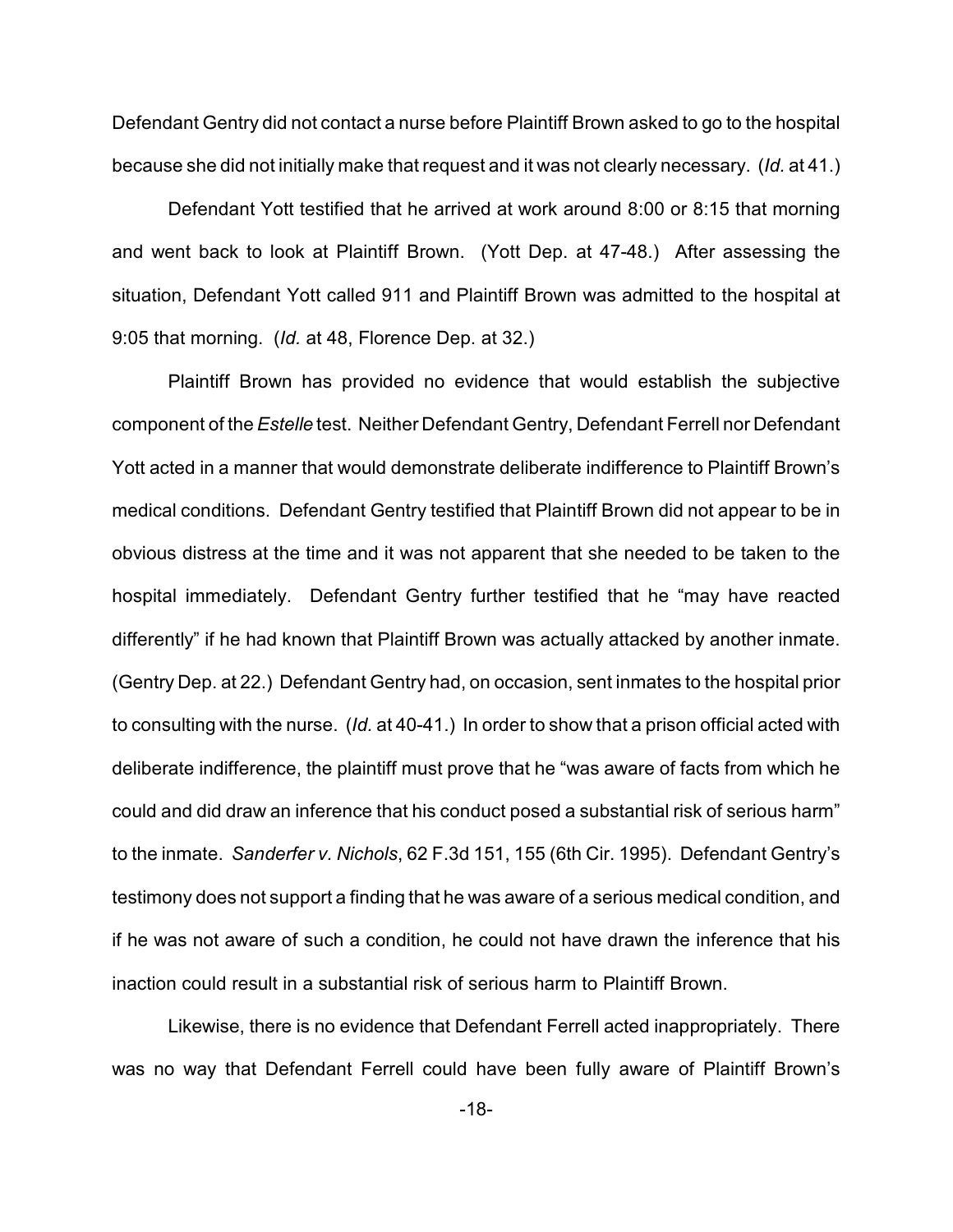Defendant Gentry did not contact a nurse before Plaintiff Brown asked to go to the hospital because she did not initially make that request and it was not clearly necessary. (*Id.* at 41.)

Defendant Yott testified that he arrived at work around 8:00 or 8:15 that morning and went back to look at Plaintiff Brown. (Yott Dep. at 47-48.) After assessing the situation, Defendant Yott called 911 and Plaintiff Brown was admitted to the hospital at 9:05 that morning. (*Id.* at 48, Florence Dep. at 32.)

Plaintiff Brown has provided no evidence that would establish the subjective component of the *Estelle* test. Neither Defendant Gentry, Defendant Ferrell nor Defendant Yott acted in a manner that would demonstrate deliberate indifference to Plaintiff Brown's medical conditions. Defendant Gentry testified that Plaintiff Brown did not appear to be in obvious distress at the time and it was not apparent that she needed to be taken to the hospital immediately. Defendant Gentry further testified that he "may have reacted differently" if he had known that Plaintiff Brown was actually attacked by another inmate. (Gentry Dep. at 22.) Defendant Gentry had, on occasion, sent inmates to the hospital prior to consulting with the nurse. (*Id.* at 40-41.) In order to show that a prison official acted with deliberate indifference, the plaintiff must prove that he "was aware of facts from which he could and did draw an inference that his conduct posed a substantial risk of serious harm" to the inmate. *Sanderfer v. Nichols*, 62 F.3d 151, 155 (6th Cir. 1995). Defendant Gentry's testimony does not support a finding that he was aware of a serious medical condition, and if he was not aware of such a condition, he could not have drawn the inference that his inaction could result in a substantial risk of serious harm to Plaintiff Brown.

Likewise, there is no evidence that Defendant Ferrell acted inappropriately. There was no way that Defendant Ferrell could have been fully aware of Plaintiff Brown's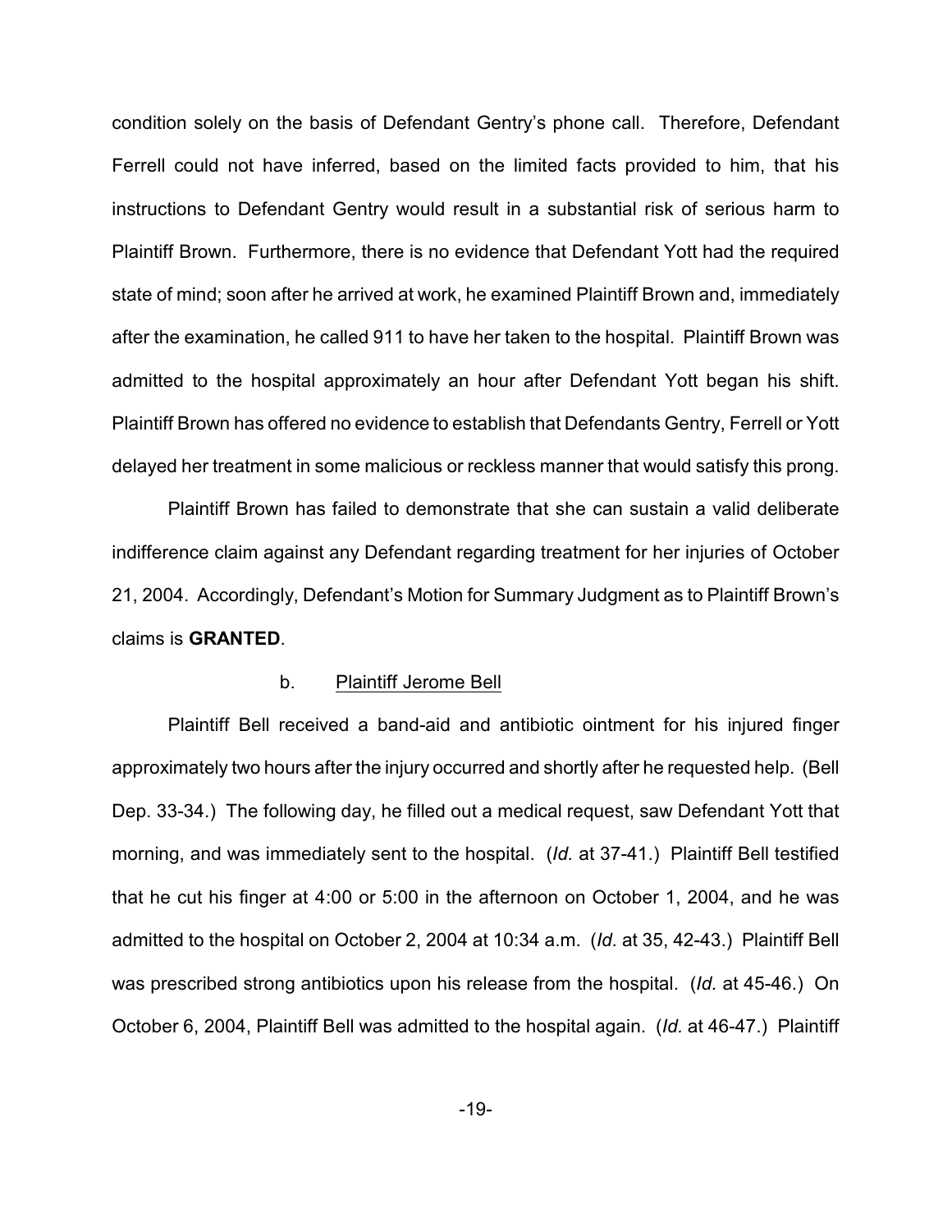condition solely on the basis of Defendant Gentry's phone call. Therefore, Defendant Ferrell could not have inferred, based on the limited facts provided to him, that his instructions to Defendant Gentry would result in a substantial risk of serious harm to Plaintiff Brown. Furthermore, there is no evidence that Defendant Yott had the required state of mind; soon after he arrived at work, he examined Plaintiff Brown and, immediately after the examination, he called 911 to have her taken to the hospital. Plaintiff Brown was admitted to the hospital approximately an hour after Defendant Yott began his shift. Plaintiff Brown has offered no evidence to establish that Defendants Gentry, Ferrell or Yott delayed her treatment in some malicious or reckless manner that would satisfy this prong.

Plaintiff Brown has failed to demonstrate that she can sustain a valid deliberate indifference claim against any Defendant regarding treatment for her injuries of October 21, 2004. Accordingly, Defendant's Motion for Summary Judgment as to Plaintiff Brown's claims is **GRANTED**.

b. Plaintiff Jerome Bell

Plaintiff Bell received a band-aid and antibiotic ointment for his injured finger approximately two hours after the injury occurred and shortly after he requested help. (Bell Dep. 33-34.) The following day, he filled out a medical request, saw Defendant Yott that morning, and was immediately sent to the hospital. (*Id.* at 37-41.) Plaintiff Bell testified that he cut his finger at 4:00 or 5:00 in the afternoon on October 1, 2004, and he was admitted to the hospital on October 2, 2004 at 10:34 a.m. (*Id.* at 35, 42-43.) Plaintiff Bell was prescribed strong antibiotics upon his release from the hospital. (*Id.* at 45-46.) On October 6, 2004, Plaintiff Bell was admitted to the hospital again. (*Id.* at 46-47.) Plaintiff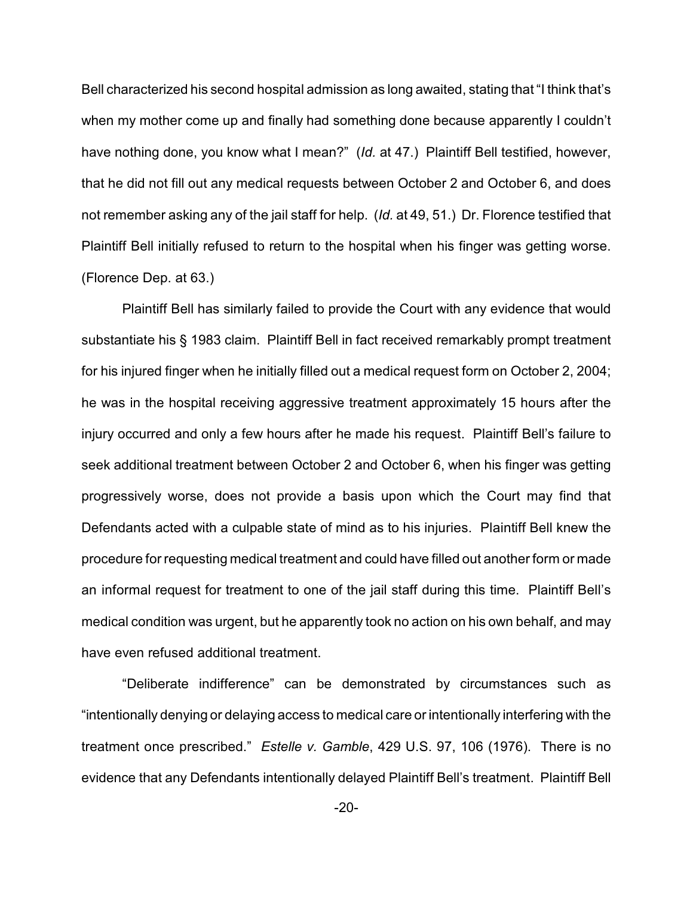Bell characterized his second hospital admission as long awaited, stating that "I think that's when my mother come up and finally had something done because apparently I couldn't have nothing done, you know what I mean?" (*Id.* at 47.) Plaintiff Bell testified, however, that he did not fill out any medical requests between October 2 and October 6, and does not remember asking any of the jail staff for help. (*Id.* at 49, 51.) Dr. Florence testified that Plaintiff Bell initially refused to return to the hospital when his finger was getting worse. (Florence Dep. at 63.)

Plaintiff Bell has similarly failed to provide the Court with any evidence that would substantiate his § 1983 claim. Plaintiff Bell in fact received remarkably prompt treatment for his injured finger when he initially filled out a medical request form on October 2, 2004; he was in the hospital receiving aggressive treatment approximately 15 hours after the injury occurred and only a few hours after he made his request. Plaintiff Bell's failure to seek additional treatment between October 2 and October 6, when his finger was getting progressively worse, does not provide a basis upon which the Court may find that Defendants acted with a culpable state of mind as to his injuries. Plaintiff Bell knew the procedure for requesting medical treatment and could have filled out another form or made an informal request for treatment to one of the jail staff during this time. Plaintiff Bell's medical condition was urgent, but he apparently took no action on his own behalf, and may have even refused additional treatment.

"Deliberate indifference" can be demonstrated by circumstances such as "intentionally denying or delaying access to medical care or intentionally interfering with the treatment once prescribed." *Estelle v. Gamble*, 429 U.S. 97, 106 (1976). There is no evidence that any Defendants intentionally delayed Plaintiff Bell's treatment. Plaintiff Bell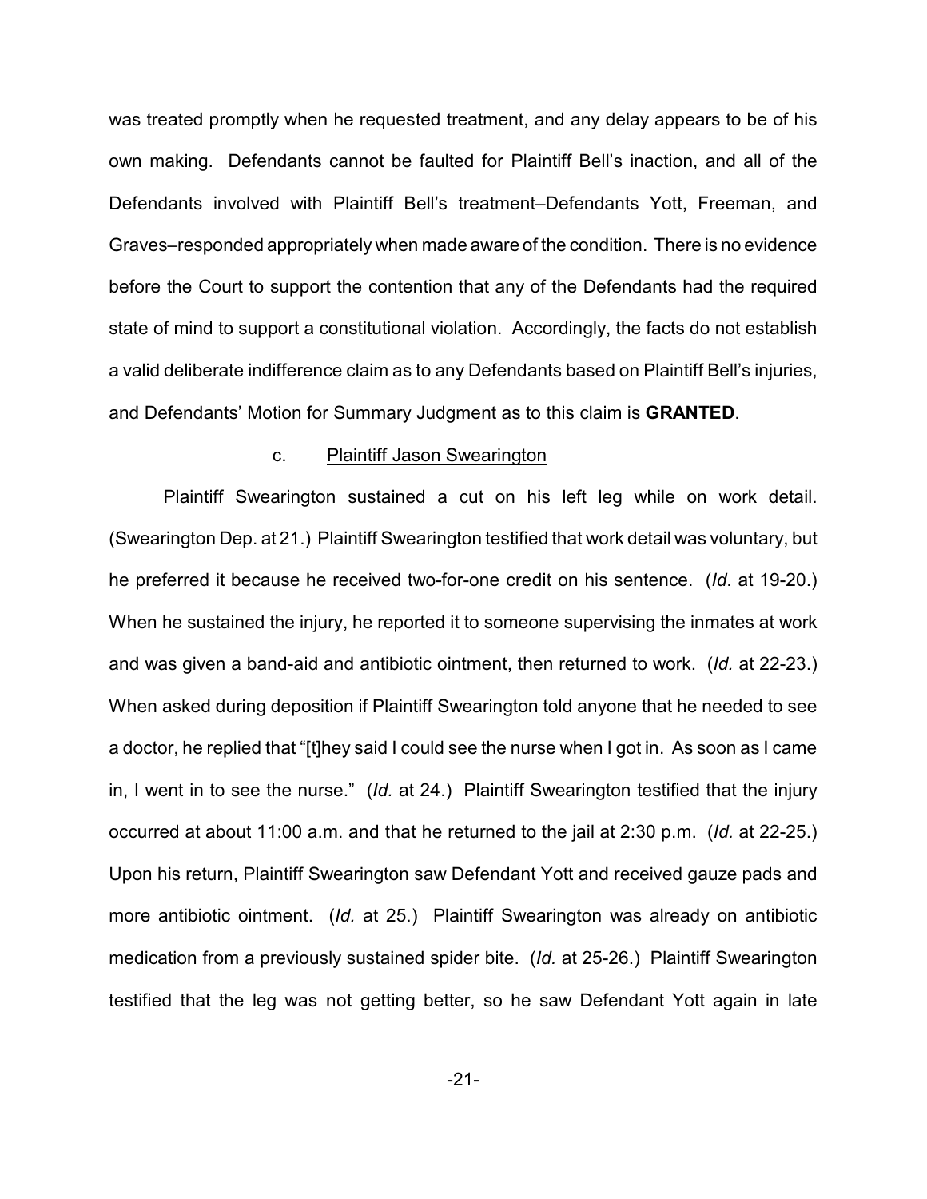was treated promptly when he requested treatment, and any delay appears to be of his own making. Defendants cannot be faulted for Plaintiff Bell's inaction, and all of the Defendants involved with Plaintiff Bell's treatment–Defendants Yott, Freeman, and Graves–responded appropriately when made aware of the condition. There is no evidence before the Court to support the contention that any of the Defendants had the required state of mind to support a constitutional violation. Accordingly, the facts do not establish a valid deliberate indifference claim as to any Defendants based on Plaintiff Bell's injuries, and Defendants' Motion for Summary Judgment as to this claim is **GRANTED**.

c. Plaintiff Jason Swearington

Plaintiff Swearington sustained a cut on his left leg while on work detail. (Swearington Dep. at 21.) Plaintiff Swearington testified that work detail was voluntary, but he preferred it because he received two-for-one credit on his sentence. (*Id*. at 19-20.) When he sustained the injury, he reported it to someone supervising the inmates at work and was given a band-aid and antibiotic ointment, then returned to work. (*Id.* at 22-23.) When asked during deposition if Plaintiff Swearington told anyone that he needed to see a doctor, he replied that "[t]hey said I could see the nurse when I got in. As soon as I came in, I went in to see the nurse." (*Id.* at 24.) Plaintiff Swearington testified that the injury occurred at about 11:00 a.m. and that he returned to the jail at 2:30 p.m. (*Id.* at 22-25.) Upon his return, Plaintiff Swearington saw Defendant Yott and received gauze pads and more antibiotic ointment. (*Id.* at 25.) Plaintiff Swearington was already on antibiotic medication from a previously sustained spider bite. (*Id.* at 25-26.) Plaintiff Swearington testified that the leg was not getting better, so he saw Defendant Yott again in late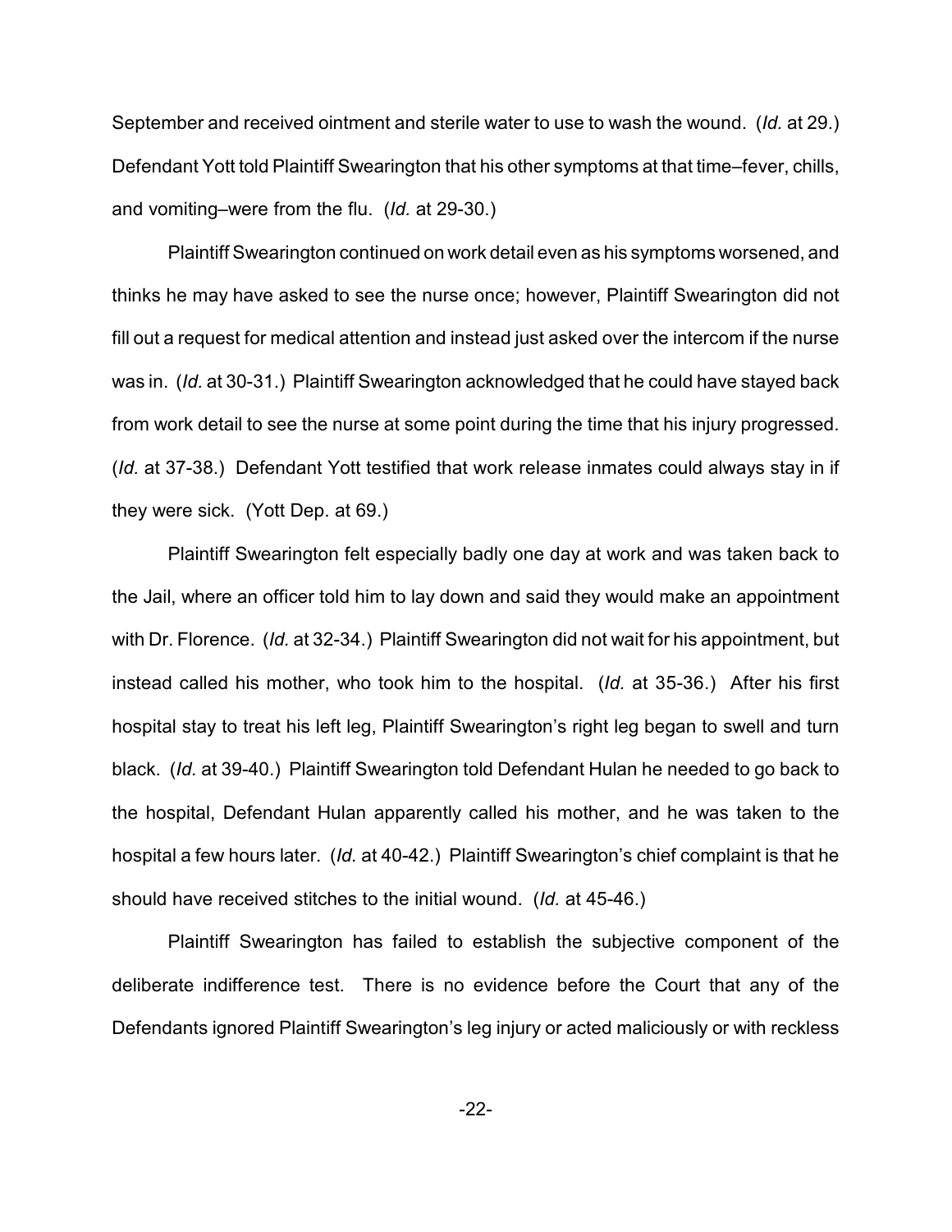September and received ointment and sterile water to use to wash the wound. (*Id.* at 29.) Defendant Yott told Plaintiff Swearington that his other symptoms at that time–fever, chills, and vomiting–were from the flu. (*Id.* at 29-30.)

Plaintiff Swearington continued on work detail even as his symptoms worsened, and thinks he may have asked to see the nurse once; however, Plaintiff Swearington did not fill out a request for medical attention and instead just asked over the intercom if the nurse was in. (*Id.* at 30-31.) Plaintiff Swearington acknowledged that he could have stayed back from work detail to see the nurse at some point during the time that his injury progressed. (*Id.* at 37-38.) Defendant Yott testified that work release inmates could always stay in if they were sick. (Yott Dep. at 69.)

Plaintiff Swearington felt especially badly one day at work and was taken back to the Jail, where an officer told him to lay down and said they would make an appointment with Dr. Florence. (*Id.* at 32-34.) Plaintiff Swearington did not wait for his appointment, but instead called his mother, who took him to the hospital. (*Id.* at 35-36.) After his first hospital stay to treat his left leg, Plaintiff Swearington's right leg began to swell and turn black. (*Id.* at 39-40.) Plaintiff Swearington told Defendant Hulan he needed to go back to the hospital, Defendant Hulan apparently called his mother, and he was taken to the hospital a few hours later. (*Id.* at 40-42.) Plaintiff Swearington's chief complaint is that he should have received stitches to the initial wound. (*Id.* at 45-46.)

Plaintiff Swearington has failed to establish the subjective component of the deliberate indifference test. There is no evidence before the Court that any of the Defendants ignored Plaintiff Swearington's leg injury or acted maliciously or with reckless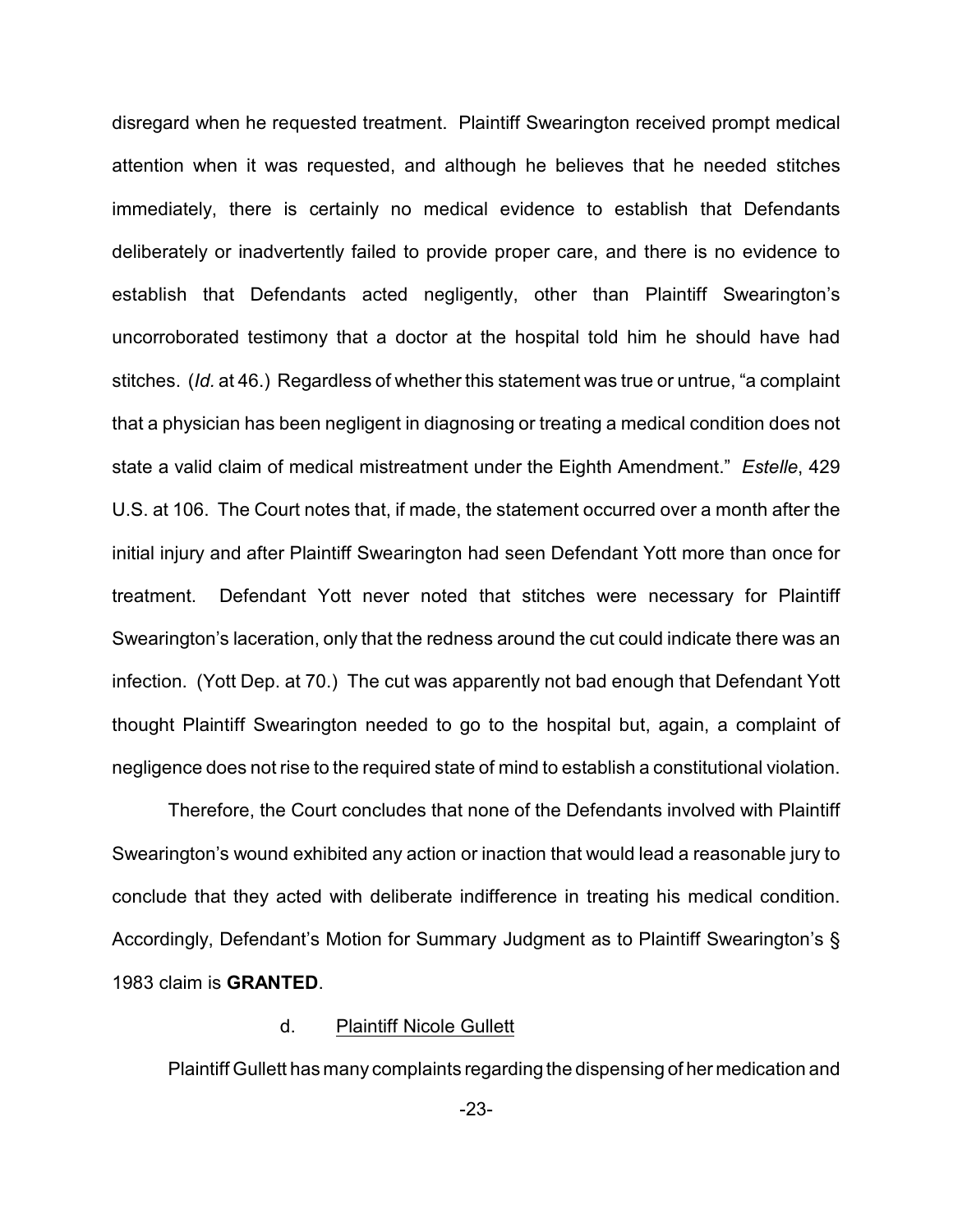disregard when he requested treatment. Plaintiff Swearington received prompt medical attention when it was requested, and although he believes that he needed stitches immediately, there is certainly no medical evidence to establish that Defendants deliberately or inadvertently failed to provide proper care, and there is no evidence to establish that Defendants acted negligently, other than Plaintiff Swearington's uncorroborated testimony that a doctor at the hospital told him he should have had stitches. (*Id.* at 46.) Regardless of whether this statement was true or untrue, "a complaint that a physician has been negligent in diagnosing or treating a medical condition does not state a valid claim of medical mistreatment under the Eighth Amendment." *Estelle*, 429 U.S. at 106. The Court notes that, if made, the statement occurred over a month after the initial injury and after Plaintiff Swearington had seen Defendant Yott more than once for treatment. Defendant Yott never noted that stitches were necessary for Plaintiff Swearington's laceration, only that the redness around the cut could indicate there was an infection. (Yott Dep. at 70.) The cut was apparently not bad enough that Defendant Yott thought Plaintiff Swearington needed to go to the hospital but, again, a complaint of negligence does not rise to the required state of mind to establish a constitutional violation.

Therefore, the Court concludes that none of the Defendants involved with Plaintiff Swearington's wound exhibited any action or inaction that would lead a reasonable jury to conclude that they acted with deliberate indifference in treating his medical condition. Accordingly, Defendant's Motion for Summary Judgment as to Plaintiff Swearington's § 1983 claim is **GRANTED**.

d. Plaintiff Nicole Gullett

Plaintiff Gullett has many complaints regarding the dispensing of her medication and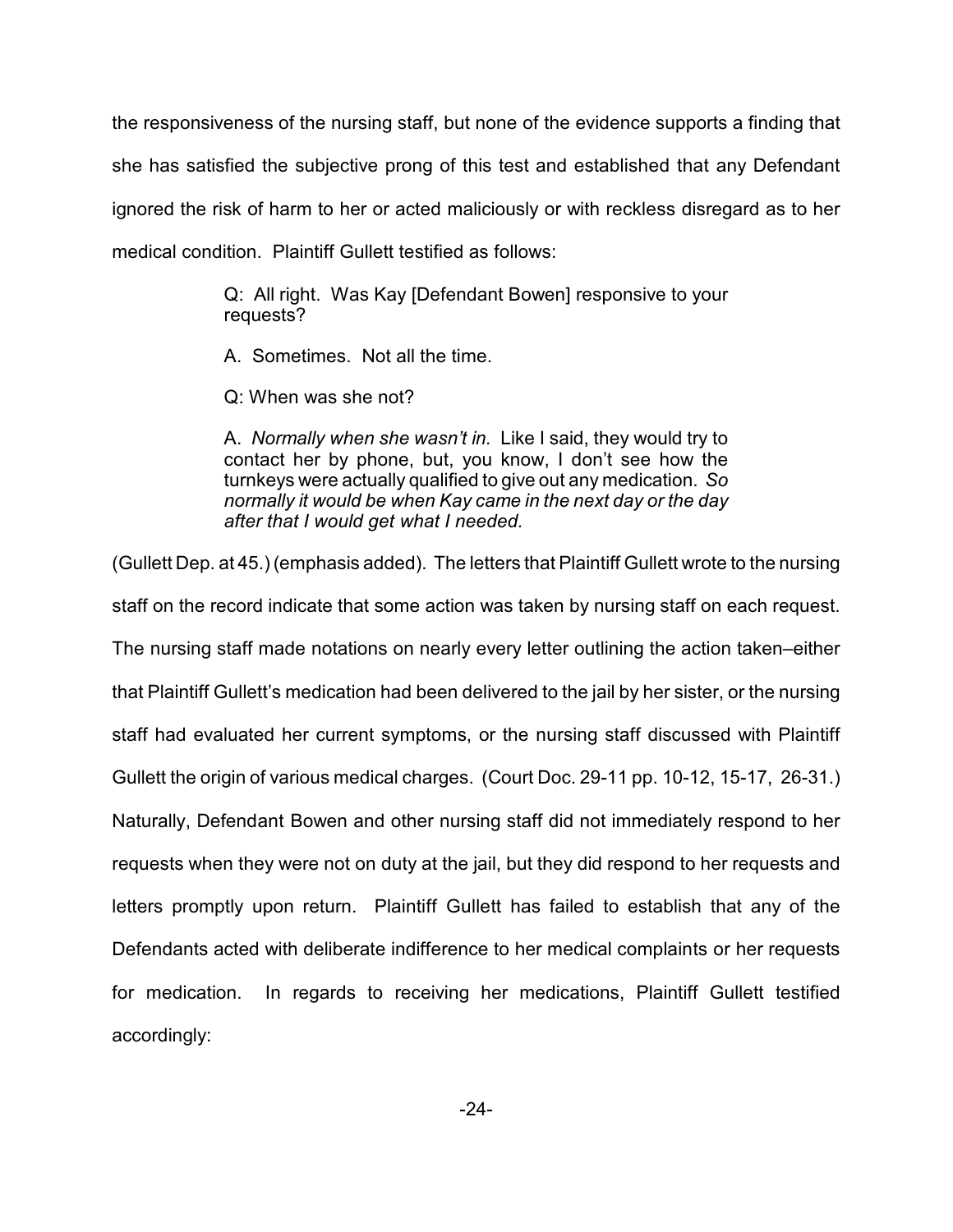the responsiveness of the nursing staff, but none of the evidence supports a finding that she has satisfied the subjective prong of this test and established that any Defendant ignored the risk of harm to her or acted maliciously or with reckless disregard as to her medical condition. Plaintiff Gullett testified as follows:

> Q: All right. Was Kay [Defendant Bowen] responsive to your requests?
>
> A. Sometimes. Not all the time.
>
> Q: When was she not?
>
> A. *Normally when she wasn't in.* Like I said, they would try to contact her by phone, but, you know, I don't see how the turnkeys were actually qualified to give out any medication. *So normally it would be when Kay came in the next day or the day after that I would get what I needed.*

(Gullett Dep. at 45.) (emphasis added). The letters that Plaintiff Gullett wrote to the nursing staff on the record indicate that some action was taken by nursing staff on each request. The nursing staff made notations on nearly every letter outlining the action taken–either that Plaintiff Gullett's medication had been delivered to the jail by her sister, or the nursing staff had evaluated her current symptoms, or the nursing staff discussed with Plaintiff Gullett the origin of various medical charges. (Court Doc. 29-11 pp. 10-12, 15-17, 26-31.) Naturally, Defendant Bowen and other nursing staff did not immediately respond to her requests when they were not on duty at the jail, but they did respond to her requests and letters promptly upon return. Plaintiff Gullett has failed to establish that any of the Defendants acted with deliberate indifference to her medical complaints or her requests for medication. In regards to receiving her medications, Plaintiff Gullett testified accordingly: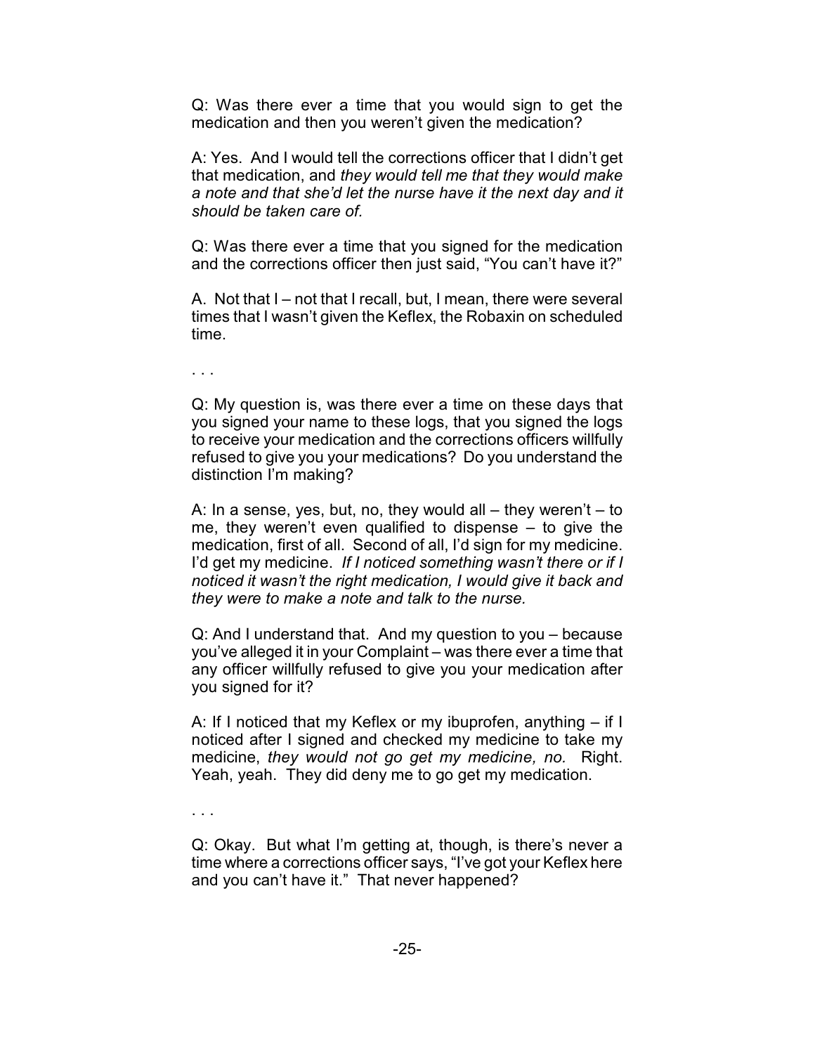Q: Was there ever a time that you would sign to get the medication and then you weren't given the medication?

A: Yes. And I would tell the corrections officer that I didn't get that medication, and *they would tell me that they would make a note and that she'd let the nurse have it the next day and it should be taken care of.*

Q: Was there ever a time that you signed for the medication and the corrections officer then just said, "You can't have it?"

A. Not that I – not that I recall, but, I mean, there were several times that I wasn't given the Keflex, the Robaxin on scheduled time.

. . .

Q: My question is, was there ever a time on these days that you signed your name to these logs, that you signed the logs to receive your medication and the corrections officers willfully refused to give you your medications? Do you understand the distinction I'm making?

A: In a sense, yes, but, no, they would all – they weren't – to me, they weren't even qualified to dispense – to give the medication, first of all. Second of all, I'd sign for my medicine. I'd get my medicine. *If I noticed something wasn't there or if I noticed it wasn't the right medication, I would give it back and they were to make a note and talk to the nurse.*

Q: And I understand that. And my question to you – because you've alleged it in your Complaint – was there ever a time that any officer willfully refused to give you your medication after you signed for it?

A: If I noticed that my Keflex or my ibuprofen, anything – if I noticed after I signed and checked my medicine to take my medicine, *they would not go get my medicine, no.* Right. Yeah, yeah. They did deny me to go get my medication.

. . .

Q: Okay. But what I'm getting at, though, is there's never a time where a corrections officer says, "I've got your Keflex here and you can't have it." That never happened?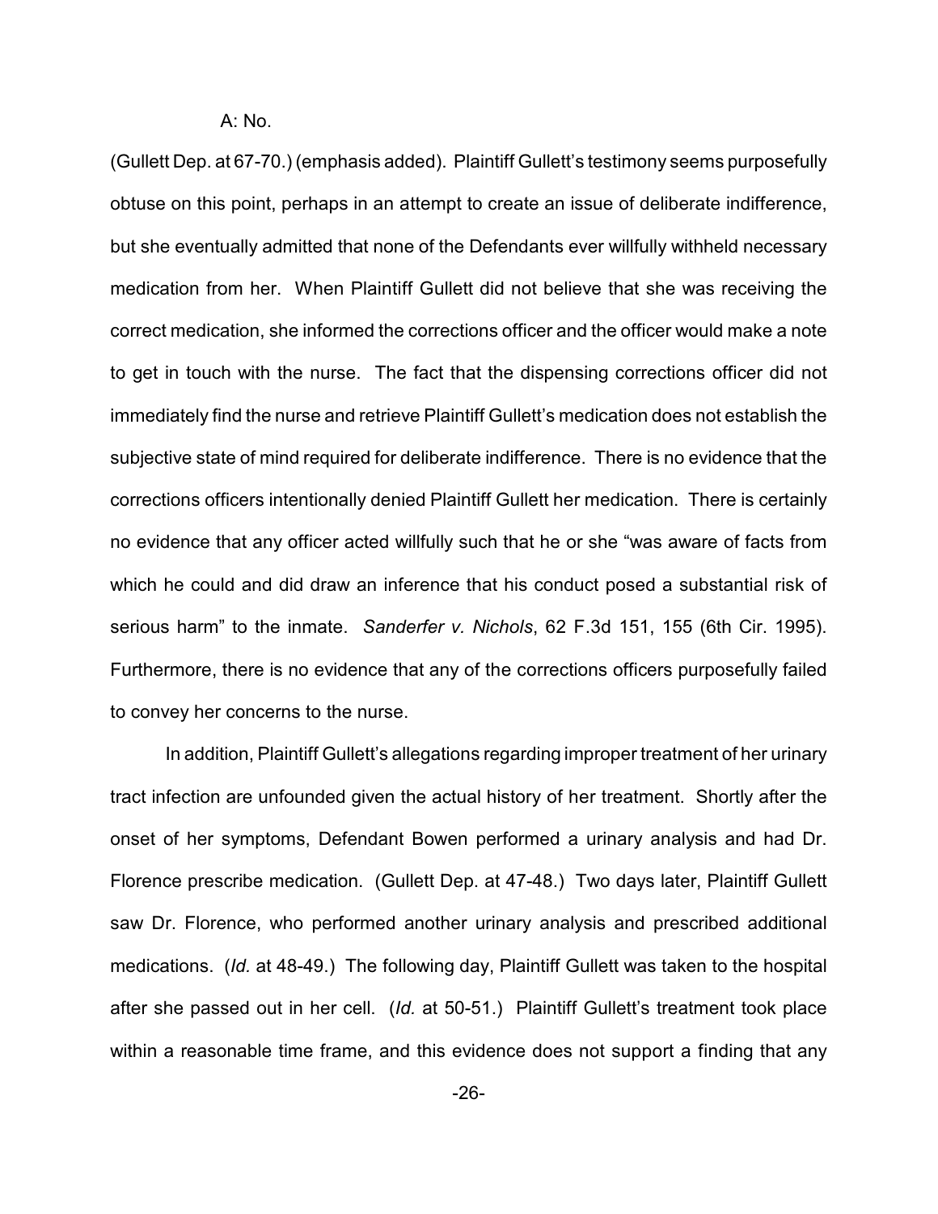A: No.

(Gullett Dep. at 67-70.) (emphasis added). Plaintiff Gullett's testimony seems purposefully obtuse on this point, perhaps in an attempt to create an issue of deliberate indifference, but she eventually admitted that none of the Defendants ever willfully withheld necessary medication from her. When Plaintiff Gullett did not believe that she was receiving the correct medication, she informed the corrections officer and the officer would make a note to get in touch with the nurse. The fact that the dispensing corrections officer did not immediately find the nurse and retrieve Plaintiff Gullett's medication does not establish the subjective state of mind required for deliberate indifference. There is no evidence that the corrections officers intentionally denied Plaintiff Gullett her medication. There is certainly no evidence that any officer acted willfully such that he or she "was aware of facts from which he could and did draw an inference that his conduct posed a substantial risk of serious harm" to the inmate. *Sanderfer v. Nichols*, 62 F.3d 151, 155 (6th Cir. 1995). Furthermore, there is no evidence that any of the corrections officers purposefully failed to convey her concerns to the nurse.

In addition, Plaintiff Gullett's allegations regarding improper treatment of her urinary tract infection are unfounded given the actual history of her treatment. Shortly after the onset of her symptoms, Defendant Bowen performed a urinary analysis and had Dr. Florence prescribe medication. (Gullett Dep. at 47-48.) Two days later, Plaintiff Gullett saw Dr. Florence, who performed another urinary analysis and prescribed additional medications. (*Id.* at 48-49.) The following day, Plaintiff Gullett was taken to the hospital after she passed out in her cell. (*Id.* at 50-51.) Plaintiff Gullett's treatment took place within a reasonable time frame, and this evidence does not support a finding that any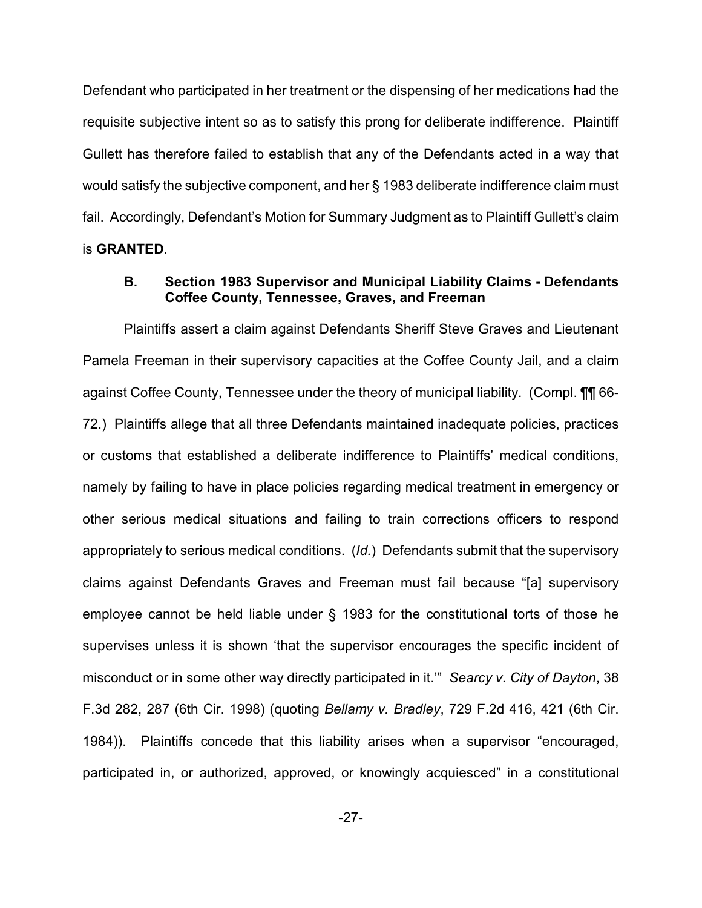Defendant who participated in her treatment or the dispensing of her medications had the requisite subjective intent so as to satisfy this prong for deliberate indifference. Plaintiff Gullett has therefore failed to establish that any of the Defendants acted in a way that would satisfy the subjective component, and her § 1983 deliberate indifference claim must fail. Accordingly, Defendant's Motion for Summary Judgment as to Plaintiff Gullett's claim is **GRANTED**.

### B. Section 1983 Supervisor and Municipal Liability Claims - Defendants Coffee County, Tennessee, Graves, and Freeman

Plaintiffs assert a claim against Defendants Sheriff Steve Graves and Lieutenant Pamela Freeman in their supervisory capacities at the Coffee County Jail, and a claim against Coffee County, Tennessee under the theory of municipal liability. (Compl. ¶¶ 66-72.) Plaintiffs allege that all three Defendants maintained inadequate policies, practices or customs that established a deliberate indifference to Plaintiffs' medical conditions, namely by failing to have in place policies regarding medical treatment in emergency or other serious medical situations and failing to train corrections officers to respond appropriately to serious medical conditions. (*Id.*) Defendants submit that the supervisory claims against Defendants Graves and Freeman must fail because "[a] supervisory employee cannot be held liable under § 1983 for the constitutional torts of those he supervises unless it is shown 'that the supervisor encourages the specific incident of misconduct or in some other way directly participated in it.'" *Searcy v. City of Dayton*, 38 F.3d 282, 287 (6th Cir. 1998) (quoting *Bellamy v. Bradley*, 729 F.2d 416, 421 (6th Cir. 1984)). Plaintiffs concede that this liability arises when a supervisor "encouraged, participated in, or authorized, approved, or knowingly acquiesced" in a constitutional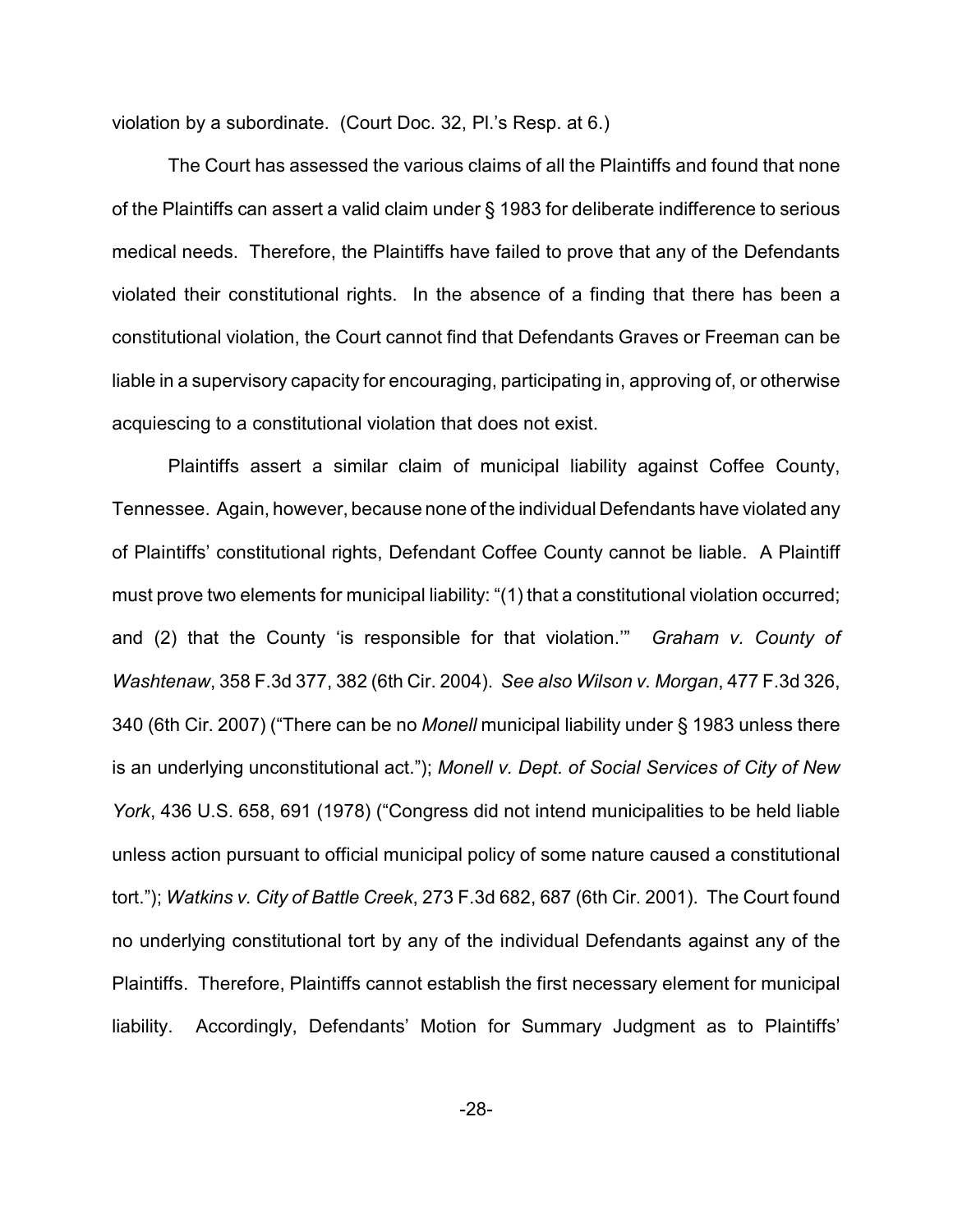violation by a subordinate. (Court Doc. 32, Pl.'s Resp. at 6.)

The Court has assessed the various claims of all the Plaintiffs and found that none of the Plaintiffs can assert a valid claim under § 1983 for deliberate indifference to serious medical needs. Therefore, the Plaintiffs have failed to prove that any of the Defendants violated their constitutional rights. In the absence of a finding that there has been a constitutional violation, the Court cannot find that Defendants Graves or Freeman can be liable in a supervisory capacity for encouraging, participating in, approving of, or otherwise acquiescing to a constitutional violation that does not exist.

Plaintiffs assert a similar claim of municipal liability against Coffee County, Tennessee. Again, however, because none of the individual Defendants have violated any of Plaintiffs' constitutional rights, Defendant Coffee County cannot be liable. A Plaintiff must prove two elements for municipal liability: "(1) that a constitutional violation occurred; and (2) that the County 'is responsible for that violation.'" *Graham v. County of Washtenaw*, 358 F.3d 377, 382 (6th Cir. 2004). *See also Wilson v. Morgan*, 477 F.3d 326, 340 (6th Cir. 2007) ("There can be no *Monell* municipal liability under § 1983 unless there is an underlying unconstitutional act."); *Monell v. Dept. of Social Services of City of New York*, 436 U.S. 658, 691 (1978) ("Congress did not intend municipalities to be held liable unless action pursuant to official municipal policy of some nature caused a constitutional tort."); *Watkins v. City of Battle Creek*, 273 F.3d 682, 687 (6th Cir. 2001). The Court found no underlying constitutional tort by any of the individual Defendants against any of the Plaintiffs. Therefore, Plaintiffs cannot establish the first necessary element for municipal liability. Accordingly, Defendants' Motion for Summary Judgment as to Plaintiffs'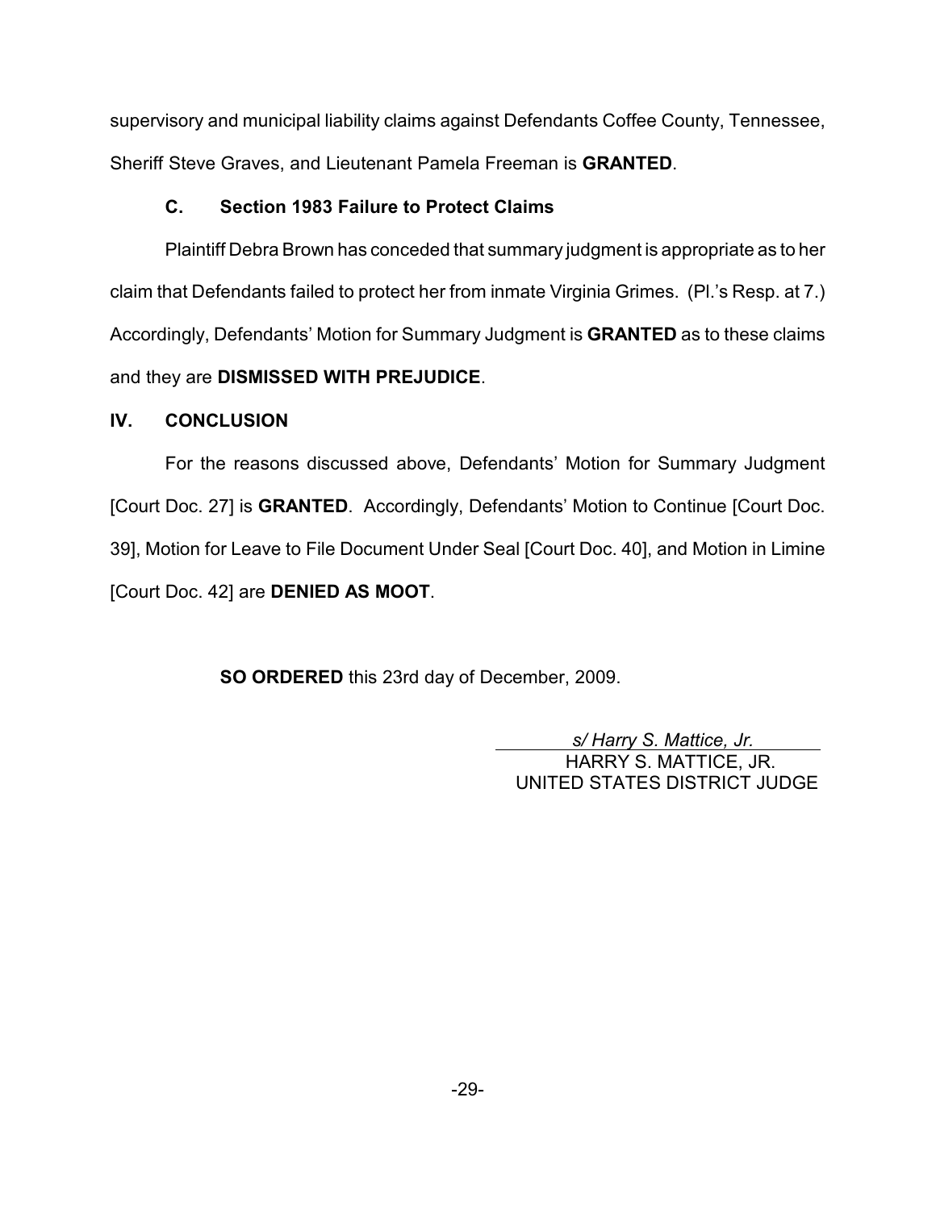supervisory and municipal liability claims against Defendants Coffee County, Tennessee, Sheriff Steve Graves, and Lieutenant Pamela Freeman is **GRANTED**.

### C. Section 1983 Failure to Protect Claims

Plaintiff Debra Brown has conceded that summary judgment is appropriate as to her claim that Defendants failed to protect her from inmate Virginia Grimes. (Pl.'s Resp. at 7.) Accordingly, Defendants' Motion for Summary Judgment is **GRANTED** as to these claims and they are **DISMISSED WITH PREJUDICE**.

## IV. CONCLUSION

For the reasons discussed above, Defendants' Motion for Summary Judgment [Court Doc. 27] is **GRANTED**. Accordingly, Defendants' Motion to Continue [Court Doc. 39], Motion for Leave to File Document Under Seal [Court Doc. 40], and Motion in Limine [Court Doc. 42] are **DENIED AS MOOT**.

**SO ORDERED** this 23rd day of December, 2009.

*s/ Harry S. Mattice, Jr.*
HARRY S. MATTICE, JR.
UNITED STATES DISTRICT JUDGE